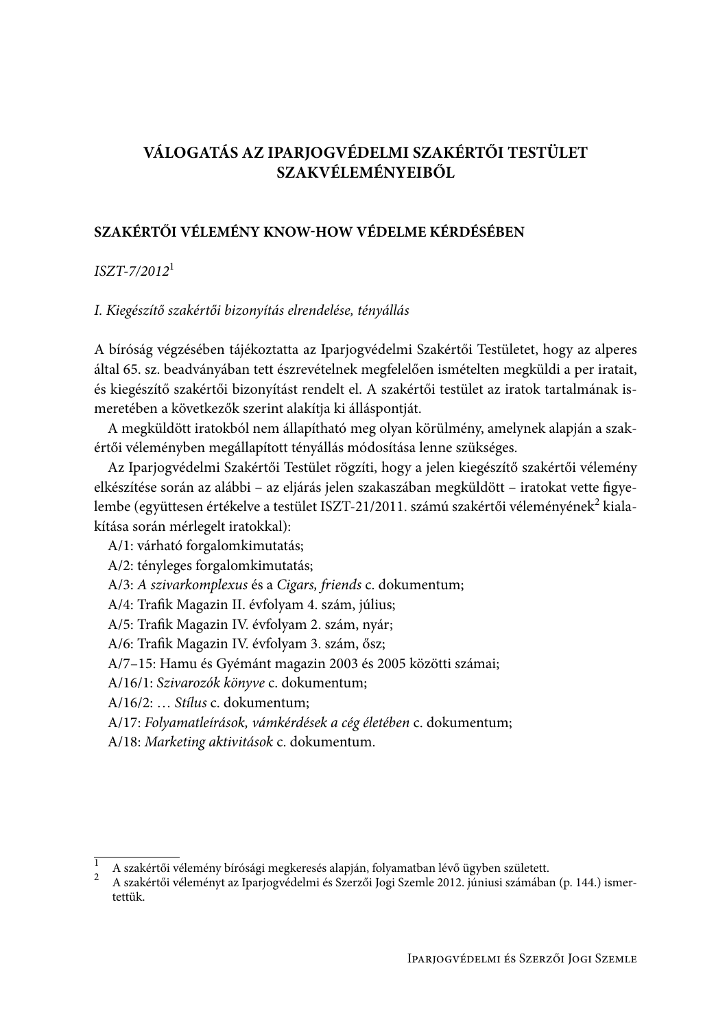# VÁLOGATÁS AZ IPARJOGVÉDELMI SZAKÉRTŐI TESTÜLET SZAKVÉLEMÉNYEIBŐL

## SZAKÉRTŐI VÉLEMÉNY KNOW-HOW VÉDELME KÉRDÉSÉBEN

*ISZT-7/2012*[1]

*I. Kiegészítő szakértői bizonyítás elrendelése, tényállás*

A bíróság végzésében tájékoztatta az Iparjogvédelmi Szakértői Testületet, hogy az alperes által 65. sz. beadványában tett észrevételnek megfelelően ismételten megküldi a per iratait, és kiegészítő szakértői bizonyítást rendelt el. A szakértői testület az iratok tartalmának ismeretében a következők szerint alakítja ki álláspontját.

A megküldött iratokból nem állapítható meg olyan körülmény, amelynek alapján a szakértői véleményben megállapított tényállás módosítása lenne szükséges.

Az Iparjogvédelmi Szakértői Testület rögzíti, hogy a jelen kiegészítő szakértői vélemény elkészítése során az alábbi – az eljárás jelen szakaszában megküldött – iratokat vette figyelembe (együttesen értékelve a testület ISZT-21/2011. számú szakértői véleményének[2] kialakítása során mérlegelt iratokkal):

A/1: várható forgalomkimutatás;
A/2: tényleges forgalomkimutatás;
A/3: *A szivarkomplexus* és a *Cigars, friends* c. dokumentum;
A/4: Trafik Magazin II. évfolyam 4. szám, július;
A/5: Trafik Magazin IV. évfolyam 2. szám, nyár;
A/6: Trafik Magazin IV. évfolyam 3. szám, ősz;
A/7–15: Hamu és Gyémánt magazin 2003 és 2005 közötti számai;
A/16/1: *Szivarozók könyve* c. dokumentum;
A/16/2: … *Stílus* c. dokumentum;
A/17: *Folyamatleírások, vámkérdések a cég életében* c. dokumentum;
A/18: *Marketing aktivitások* c. dokumentum.

---

[1] A szakértői vélemény bírósági megkeresés alapján, folyamatban lévő ügyben született.

[2] A szakértői véleményt az Iparjogvédelmi és Szerzői Jogi Szemle 2012. júniusi számában (p. 144.) ismertettük.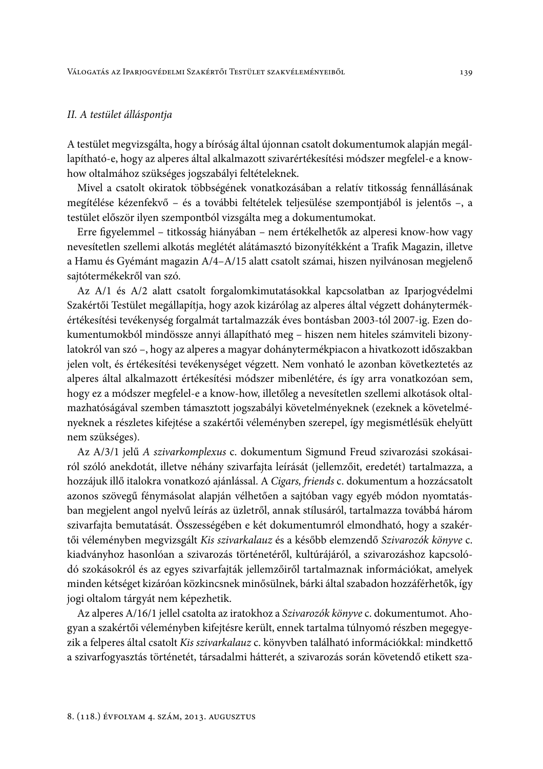*II. A testület álláspontja*

A testület megvizsgálta, hogy a bíróság által újonnan csatolt dokumentumok alapján megállapítható-e, hogy az alperes által alkalmazott szivarértékesítési módszer megfelel-e a know-how oltalmához szükséges jogszabályi feltételeknek.

Mivel a csatolt okiratok többségének vonatkozásában a relatív titkosság fennállásának megítélése kézenfekvő – és a további feltételek teljesülése szempontjából is jelentős –, a testület először ilyen szempontból vizsgálta meg a dokumentumokat.

Erre figyelemmel – titkosság hiányában – nem értékelhetők az alperesi know-how vagy nevesítetlen szellemi alkotás meglétét alátámasztó bizonyítékként a Trafik Magazin, illetve a Hamu és Gyémánt magazin A/4–A/15 alatt csatolt számai, hiszen nyilvánosan megjelenő sajtótermékekről van szó.

Az A/1 és A/2 alatt csatolt forgalomkimutatásokkal kapcsolatban az Iparjogvédelmi Szakértői Testület megállapítja, hogy azok kizárólag az alperes által végzett dohánytermék-értékesítési tevékenység forgalmát tartalmazzák éves bontásban 2003-tól 2007-ig. Ezen dokumentumokból mindössze annyi állapítható meg – hiszen nem hiteles számviteli bizonylatokról van szó –, hogy az alperes a magyar dohánytermékpiacon a hivatkozott időszakban jelen volt, és értékesítési tevékenységet végzett. Nem vonható le azonban következtetés az alperes által alkalmazott értékesítési módszer mibenlétére, és így arra vonatkozóan sem, hogy ez a módszer megfelel-e a know-how, illetőleg a nevesítetlen szellemi alkotások oltalmazhatóságával szemben támasztott jogszabályi követelményeknek (ezeknek a követelményeknek a részletes kifejtése a szakértői véleményben szerepel, így megismétlésük ehelyütt nem szükséges).

Az A/3/1 jelű *A szivarkomplexus* c. dokumentum Sigmund Freud szivarozási szokásairól szóló anekdotát, illetve néhány szivarfajta leírását (jellemzőit, eredetét) tartalmazza, a hozzájuk illő italokra vonatkozó ajánlással. A *Cigars, friends* c. dokumentum a hozzácsatolt azonos szövegű fénymásolat alapján vélhetően a sajtóban vagy egyéb módon nyomtatásban megjelent angol nyelvű leírás az üzletről, annak stílusáról, tartalmazza továbbá három szivarfajta bemutatását. Összességében e két dokumentumról elmondható, hogy a szakértői véleményben megvizsgált *Kis szivarkalauz* és a később elemzendő *Szivarozók könyve* c. kiadványhoz hasonlóan a szivarozás történetéről, kultúrájáról, a szivarozáshoz kapcsolódó szokásokról és az egyes szivarfajták jellemzőiről tartalmaznak információkat, amelyek minden kétséget kizáróan közkincsnek minősülnek, bárki által szabadon hozzáférhetők, így jogi oltalom tárgyát nem képezhetik.

Az alperes A/16/1 jellel csatolta az iratokhoz a *Szivarozók könyve* c. dokumentumot. Ahogyan a szakértői véleményben kifejtésre került, ennek tartalma túlnyomó részben megegyezik a felperes által csatolt *Kis szivarkalauz* c. könyvben található információkkal: mindkettő a szivarfogyasztás történetét, társadalmi hátterét, a szivarozás során követendő etikett sza-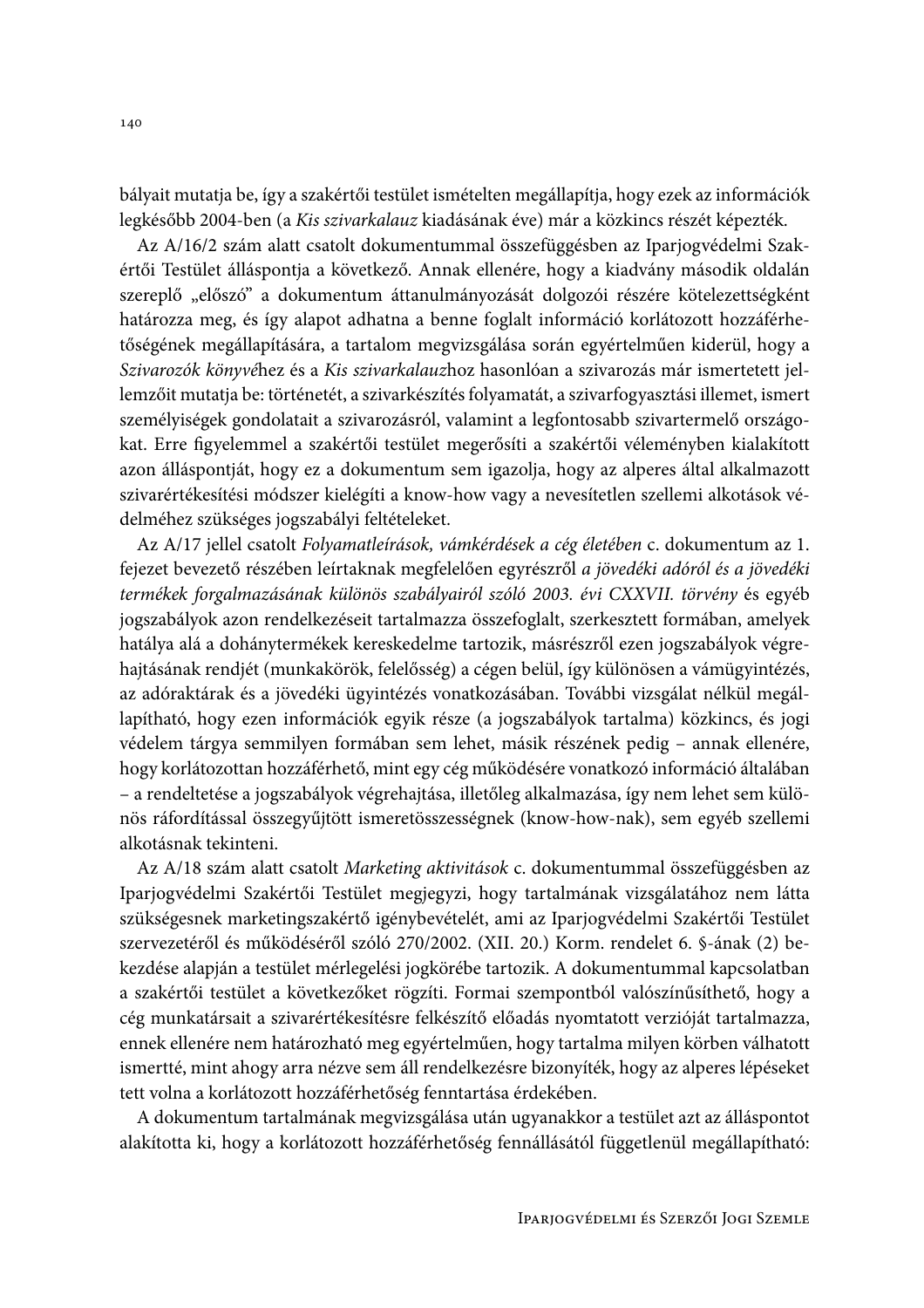bályait mutatja be, így a szakértői testület ismételten megállapítja, hogy ezek az információk legkésőbb 2004-ben (a *Kis szivarkalauz* kiadásának éve) már a közkincs részét képezték.

Az A/16/2 szám alatt csatolt dokumentummal összefüggésben az Iparjogvédelmi Szakértői Testület álláspontja a következő. Annak ellenére, hogy a kiadvány második oldalán szereplő „előszó" a dokumentum áttanulmányozását dolgozói részére kötelezettségként határozza meg, és így alapot adhatna a benne foglalt információ korlátozott hozzáférhetőségének megállapítására, a tartalom megvizsgálása során egyértelműen kiderül, hogy a *Szivarozók könyvé*hez és a *Kis szivarkalauz*hoz hasonlóan a szivarozás már ismertetett jellemzőit mutatja be: történetét, a szivarkészítés folyamatát, a szivarfogyasztási illemet, ismert személyiségek gondolatait a szivarozásról, valamint a legfontosabb szivartermelő országokat. Erre figyelemmel a szakértői testület megerősíti a szakértői véleményben kialakított azon álláspontját, hogy ez a dokumentum sem igazolja, hogy az alperes által alkalmazott szivarértékesítési módszer kielégíti a know-how vagy a nevesítetlen szellemi alkotások védelméhez szükséges jogszabályi feltételeket.

Az A/17 jellel csatolt *Folyamatleírások, vámkérdések a cég életében* c. dokumentum az 1. fejezet bevezető részében leírtaknak megfelelően egyrészről *a jövedéki adóról és a jövedéki termékek forgalmazásának különös szabályairól szóló 2003. évi CXXVII. törvény* és egyéb jogszabályok azon rendelkezéseit tartalmazza összefoglalt, szerkesztett formában, amelyek hatálya alá a dohánytermékek kereskedelme tartozik, másrészről ezen jogszabályok végrehajtásának rendjét (munkakörök, felelősség) a cégen belül, így különösen a vámügyintézés, az adóraktárak és a jövedéki ügyintézés vonatkozásában. További vizsgálat nélkül megállapítható, hogy ezen információk egyik része (a jogszabályok tartalma) közkincs, és jogi védelem tárgya semmilyen formában sem lehet, másik részének pedig – annak ellenére, hogy korlátozottan hozzáférhető, mint egy cég működésére vonatkozó információ általában – a rendeltetése a jogszabályok végrehajtása, illetőleg alkalmazása, így nem lehet sem különös ráfordítással összegyűjtött ismeretösszességnek (know-how-nak), sem egyéb szellemi alkotásnak tekinteni.

Az A/18 szám alatt csatolt *Marketing aktivitások* c. dokumentummal összefüggésben az Iparjogvédelmi Szakértői Testület megjegyzi, hogy tartalmának vizsgálatához nem látta szükségesnek marketingszakértő igénybevételét, ami az Iparjogvédelmi Szakértői Testület szervezetéről és működéséről szóló 270/2002. (XII. 20.) Korm. rendelet 6. §-ának (2) bekezdése alapján a testület mérlegelési jogkörébe tartozik. A dokumentummal kapcsolatban a szakértői testület a következőket rögzíti. Formai szempontból valószínűsíthető, hogy a cég munkatársait a szivarértékesítésre felkészítő előadás nyomtatott verzióját tartalmazza, ennek ellenére nem határozható meg egyértelműen, hogy tartalma milyen körben válhatott ismertté, mint ahogy arra nézve sem áll rendelkezésre bizonyíték, hogy az alperes lépéseket tett volna a korlátozott hozzáférhetőség fenntartása érdekében.

A dokumentum tartalmának megvizsgálása után ugyanakkor a testület azt az álláspontot alakította ki, hogy a korlátozott hozzáférhetőség fennállásától függetlenül megállapítható: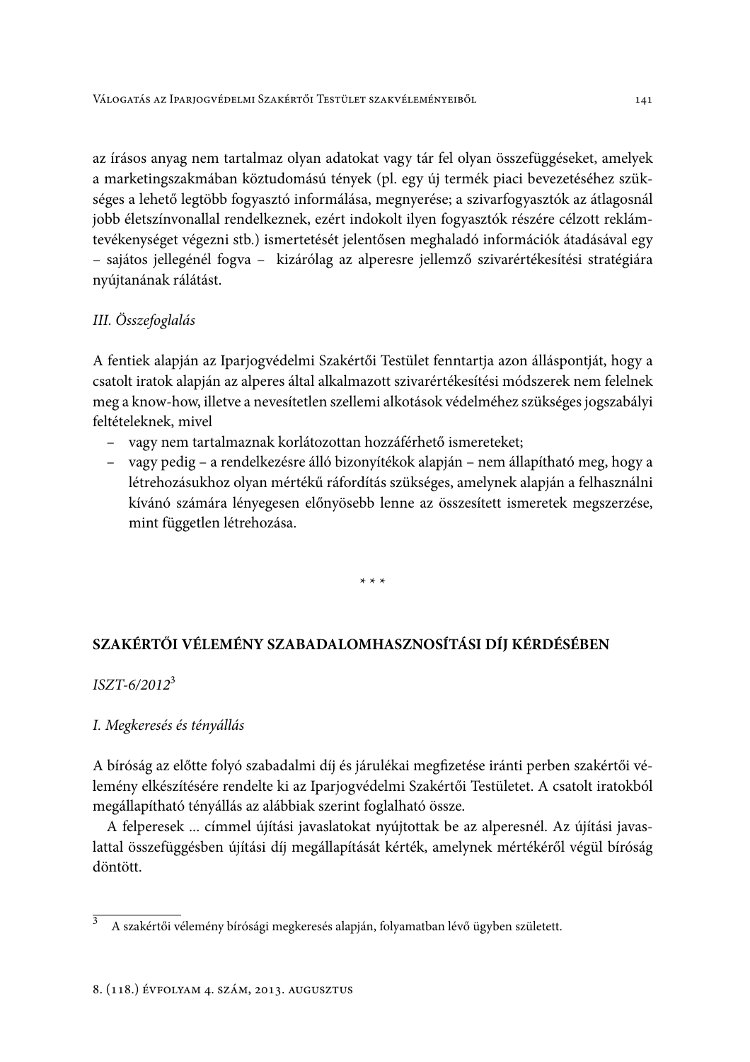az írásos anyag nem tartalmaz olyan adatokat vagy tár fel olyan összefüggéseket, amelyek a marketingszakmában köztudomású tények (pl. egy új termék piaci bevezetéséhez szükséges a lehető legtöbb fogyasztó informálása, megnyerése; a szivarfogyasztók az átlagosnál jobb életszínvonallal rendelkeznek, ezért indokolt ilyen fogyasztók részére célzott reklámtevékenységet végezni stb.) ismertetését jelentősen meghaladó információk átadásával egy – sajátos jellegénél fogva – kizárólag az alperesre jellemző szivarértékesítési stratégiára nyújtanának rálátást.

*III. Összefoglalás*

A fentiek alapján az Iparjogvédelmi Szakértői Testület fenntartja azon álláspontját, hogy a csatolt iratok alapján az alperes által alkalmazott szivarértékesítési módszerek nem felelnek meg a know-how, illetve a nevesítetlen szellemi alkotások védelméhez szükséges jogszabályi feltételeknek, mivel

- vagy nem tartalmaznak korlátozottan hozzáférhető ismereteket;
- vagy pedig – a rendelkezésre álló bizonyítékok alapján – nem állapítható meg, hogy a létrehozásukhoz olyan mértékű ráfordítás szükséges, amelynek alapján a felhasználni kívánó számára lényegesen előnyösebb lenne az összesített ismeretek megszerzése, mint független létrehozása.

\* \* \*

## SZAKÉRTŐI VÉLEMÉNY SZABADALOMHASZNOSÍTÁSI DÍJ KÉRDÉSÉBEN

*ISZT-6/2012*[3]

*I. Megkeresés és tényállás*

A bíróság az előtte folyó szabadalmi díj és járulékai megfizetése iránti perben szakértői vélemény elkészítésére rendelte ki az Iparjogvédelmi Szakértői Testületet. A csatolt iratokból megállapítható tényállás az alábbiak szerint foglalható össze.

A felperesek ... címmel újítási javaslatokat nyújtottak be az alperesnél. Az újítási javaslattal összefüggésben újítási díj megállapítását kérték, amelynek mértékéről végül bíróság döntött.

[3] A szakértői vélemény bírósági megkeresés alapján, folyamatban lévő ügyben született.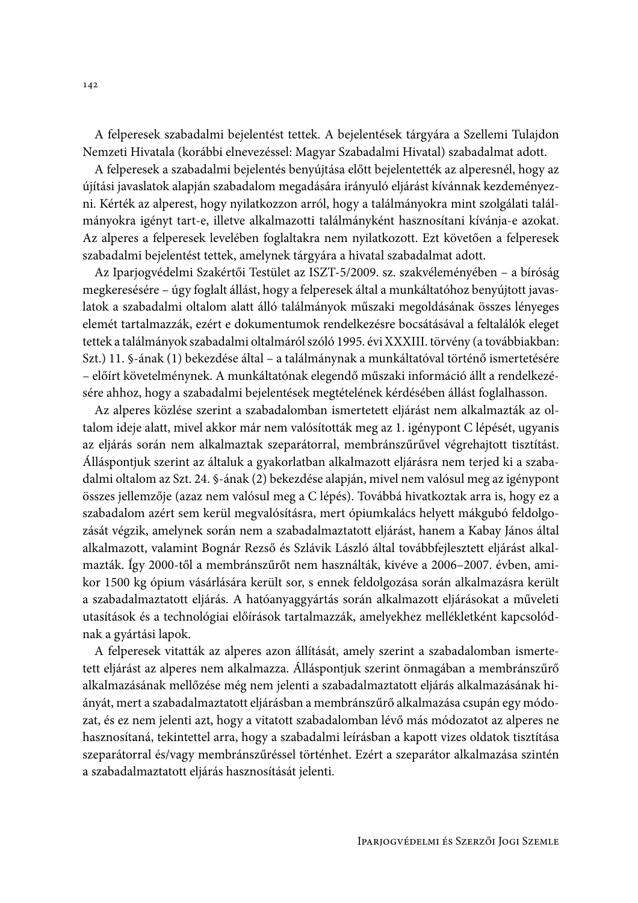A felperesek szabadalmi bejelentést tettek. A bejelentések tárgyára a Szellemi Tulajdon Nemzeti Hivatala (korábbi elnevezéssel: Magyar Szabadalmi Hivatal) szabadalmat adott.

A felperesek a szabadalmi bejelentés benyújtása előtt bejelentették az alperesnél, hogy az újítási javaslatok alapján szabadalom megadására irányuló eljárást kívánnak kezdeményezni. Kérték az alperest, hogy nyilatkozzon arról, hogy a találmányokra mint szolgálati találmányokra igényt tart-e, illetve alkalmazotti találmányként hasznosítani kívánja-e azokat. Az alperes a felperesek levelében foglaltakra nem nyilatkozott. Ezt követően a felperesek szabadalmi bejelentést tettek, amelynek tárgyára a hivatal szabadalmat adott.

Az Iparjogvédelmi Szakértői Testület az ISZT-5/2009. sz. szakvéleményében – a bíróság megkeresésére – úgy foglalt állást, hogy a felperesek által a munkáltatóhoz benyújtott javaslatok a szabadalmi oltalom alatt álló találmányok műszaki megoldásának összes lényeges elemét tartalmazzák, ezért e dokumentumok rendelkezésre bocsátásával a feltalálók eleget tettek a találmányok szabadalmi oltalmáról szóló 1995. évi XXXIII. törvény (a továbbiakban: Szt.) 11. §-ának (1) bekezdése által – a találmánynak a munkáltatóval történő ismertetésére – előírt követelménynek. A munkáltatónak elegendő műszaki információ állt a rendelkezésére ahhoz, hogy a szabadalmi bejelentések megtételének kérdésében állást foglalhasson.

Az alperes közlése szerint a szabadalomban ismertetett eljárást nem alkalmazták az oltalom ideje alatt, mivel akkor már nem valósították meg az 1. igénypont C lépését, ugyanis az eljárás során nem alkalmaztak szeparátorral, membránszűrővel végrehajtott tisztítást. Álláspontjuk szerint az általuk a gyakorlatban alkalmazott eljárásra nem terjed ki a szabadalmi oltalom az Szt. 24. §-ának (2) bekezdése alapján, mivel nem valósul meg az igénypont összes jellemzője (azaz nem valósul meg a C lépés). Továbbá hivatkoztak arra is, hogy ez a szabadalom azért sem kerül megvalósításra, mert ópiumkalács helyett mákgubó feldolgozását végzik, amelynek során nem a szabadalmaztatott eljárást, hanem a Kabay János által alkalmazott, valamint Bognár Rezső és Szlávik László által továbbfejlesztett eljárást alkalmazták. Így 2000-től a membránszűrőt nem használták, kivéve a 2006–2007. évben, amikor 1500 kg ópium vásárlására került sor, s ennek feldolgozása során alkalmazásra került a szabadalmaztatott eljárás. A hatóanyaggyártás során alkalmazott eljárásokat a műveleti utasítások és a technológiai előírások tartalmazzák, amelyekhez mellékletként kapcsolódnak a gyártási lapok.

A felperesek vitatták az alperes azon állítását, amely szerint a szabadalomban ismertetett eljárást az alperes nem alkalmazza. Álláspontjuk szerint önmagában a membránszűrő alkalmazásának mellőzése még nem jelenti a szabadalmaztatott eljárás alkalmazásának hiányát, mert a szabadalmaztatott eljárásban a membránszűrő alkalmazása csupán egy módozat, és ez nem jelenti azt, hogy a vitatott szabadalomban lévő más módozatot az alperes ne hasznosítaná, tekintettel arra, hogy a szabadalmi leírásban a kapott vizes oldatok tisztítása szeparátorral és/vagy membránszűréssel történhet. Ezért a szeparátor alkalmazása szintén a szabadalmaztatott eljárás hasznosítását jelenti.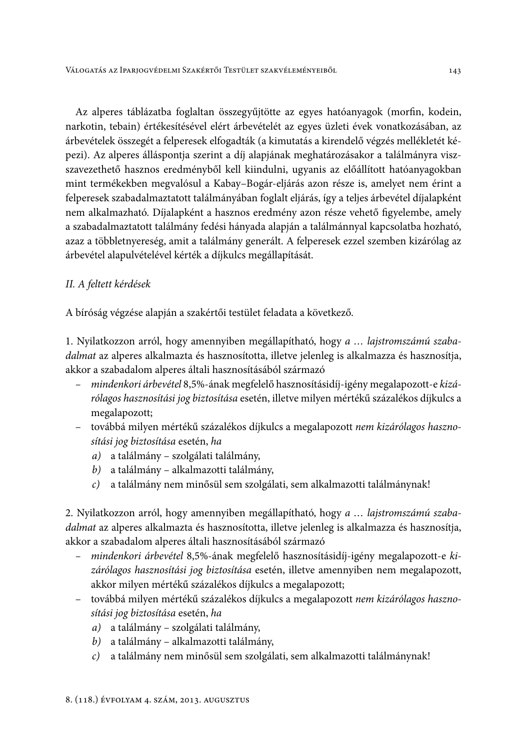Az alperes táblázatba foglaltan összegyűjtötte az egyes hatóanyagok (morfin, kodein, narkotin, tebain) értékesítésével elért árbevételét az egyes üzleti évek vonatkozásában, az árbevételek összegét a felperesek elfogadták (a kimutatás a kirendelő végzés mellékletét képezi). Az alperes álláspontja szerint a díj alapjának meghatározásakor a találmányra visszavezethető hasznos eredményből kell kiindulni, ugyanis az előállított hatóanyagokban mint termékekben megvalósul a Kabay–Bogár-eljárás azon része is, amelyet nem érint a felperesek szabadalmaztatott találmányában foglalt eljárás, így a teljes árbevétel díjalapként nem alkalmazható. Díjalapként a hasznos eredmény azon része vehető figyelembe, amely a szabadalmaztatott találmány fedési hányada alapján a találmánnyal kapcsolatba hozható, azaz a többletnyereség, amit a találmány generált. A felperesek ezzel szemben kizárólag az árbevétel alapulvételével kérték a díjkulcs megállapítását.

*II. A feltett kérdések*

A bíróság végzése alapján a szakértői testület feladata a következő.

1. Nyilatkozzon arról, hogy amennyiben megállapítható, hogy *a … lajstromszámú szabadalmat* az alperes alkalmazta és hasznosította, illetve jelenleg is alkalmazza és hasznosítja, akkor a szabadalom alperes általi hasznosításából származó

- *mindenkori árbevétel* 8,5%-ának megfelelő hasznosításidíj-igény megalapozott-e *kizárólagos hasznosítási jog biztosítása* esetén, illetve milyen mértékű százalékos díjkulcs a megalapozott;
- továbbá milyen mértékű százalékos díjkulcs a megalapozott *nem kizárólagos hasznosítási jog biztosítása* esetén, *ha*
  - *a)* a találmány – szolgálati találmány,
  - *b)* a találmány – alkalmazotti találmány,
  - *c)* a találmány nem minősül sem szolgálati, sem alkalmazotti találmánynak!

2. Nyilatkozzon arról, hogy amennyiben megállapítható, hogy *a … lajstromszámú szabadalmat* az alperes alkalmazta és hasznosította, illetve jelenleg is alkalmazza és hasznosítja, akkor a szabadalom alperes általi hasznosításából származó

- *mindenkori árbevétel* 8,5%-ának megfelelő hasznosításidíj-igény megalapozott-e *kizárólagos hasznosítási jog biztosítása* esetén, illetve amennyiben nem megalapozott, akkor milyen mértékű százalékos díjkulcs a megalapozott;
- továbbá milyen mértékű százalékos díjkulcs a megalapozott *nem kizárólagos hasznosítási jog biztosítása* esetén, *ha*
  - *a)* a találmány – szolgálati találmány,
  - *b)* a találmány – alkalmazotti találmány,
  - *c)* a találmány nem minősül sem szolgálati, sem alkalmazotti találmánynak!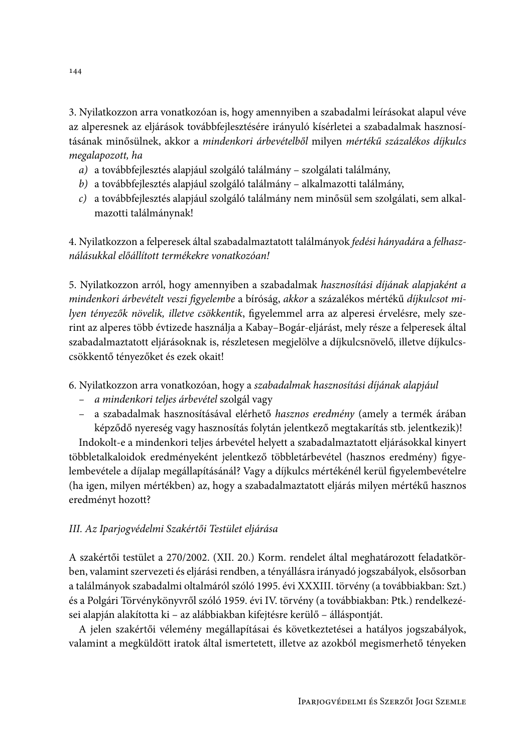3. Nyilatkozzon arra vonatkozóan is, hogy amennyiben a szabadalmi leírásokat alapul véve az alperesnek az eljárások továbbfejlesztésére irányuló kísérletei a szabadalmak hasznosításának minősülnek, akkor a *mindenkori árbevételből* milyen *mértékű százalékos díjkulcs megalapozott, ha*

*a)* a továbbfejlesztés alapjául szolgáló találmány – szolgálati találmány,
*b)* a továbbfejlesztés alapjául szolgáló találmány – alkalmazotti találmány,
*c)* a továbbfejlesztés alapjául szolgáló találmány nem minősül sem szolgálati, sem alkalmazotti találmánynak!

4. Nyilatkozzon a felperesek által szabadalmaztatott találmányok *fedési hányadára* a *felhasználásukkal előállított termékekre vonatkozóan!*

5. Nyilatkozzon arról, hogy amennyiben a szabadalmak *hasznosítási díjának alapjaként a mindenkori árbevételt veszi figyelembe* a bíróság, *akkor* a százalékos mértékű *díjkulcsot milyen tényezők növelik, illetve csökkentik*, figyelemmel arra az alperesi érvelésre, mely szerint az alperes több évtizede használja a Kabay–Bogár-eljárást, mely része a felperesek által szabadalmaztatott eljárásoknak is, részletesen megjelölve a díjkulcsnövelő, illetve díjkulcscsökkentő tényezőket és ezek okait!

6. Nyilatkozzon arra vonatkozóan, hogy a *szabadalmak hasznosítási díjának alapjául*

– *a mindenkori teljes árbevétel* szolgál vagy
– a szabadalmak hasznosításával elérhető *hasznos eredmény* (amely a termék árában képződő nyereség vagy hasznosítás folytán jelentkező megtakarítás stb. jelentkezik)!

Indokolt-e a mindenkori teljes árbevétel helyett a szabadalmaztatott eljárásokkal kinyert többletalkaloidok eredményeként jelentkező többletárbevétel (hasznos eredmény) figyelembevétele a díjalap megállapításánál? Vagy a díjkulcs mértékénél kerül figyelembevételre (ha igen, milyen mértékben) az, hogy a szabadalmaztatott eljárás milyen mértékű hasznos eredményt hozott?

### *III. Az Iparjogvédelmi Szakértői Testület eljárása*

A szakértői testület a 270/2002. (XII. 20.) Korm. rendelet által meghatározott feladatkörben, valamint szervezeti és eljárási rendben, a tényállásra irányadó jogszabályok, elsősorban a találmányok szabadalmi oltalmáról szóló 1995. évi XXXIII. törvény (a továbbiakban: Szt.) és a Polgári Törvénykönyvről szóló 1959. évi IV. törvény (a továbbiakban: Ptk.) rendelkezései alapján alakította ki – az alábbiakban kifejtésre kerülő – álláspontját.

A jelen szakértői vélemény megállapításai és következtetései a hatályos jogszabályok, valamint a megküldött iratok által ismertetett, illetve az azokból megismerhető tényeken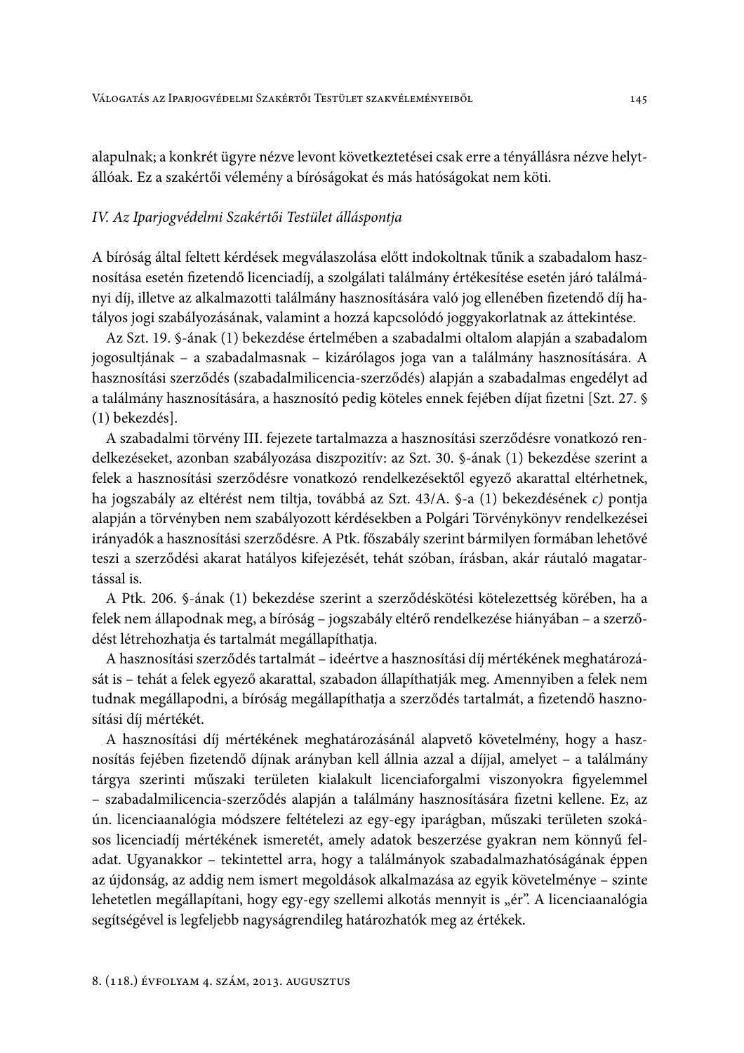alapulnak; a konkrét ügyre nézve levont következtetései csak erre a tényállásra nézve helytállóak. Ez a szakértői vélemény a bíróságokat és más hatóságokat nem köti.

### *IV. Az Iparjogvédelmi Szakértői Testület álláspontja*

A bíróság által feltett kérdések megválaszolása előtt indokoltnak tűnik a szabadalom hasznosítása esetén fizetendő licenciadíj, a szolgálati találmány értékesítése esetén járó találmányi díj, illetve az alkalmazotti találmány hasznosítására való jog ellenében fizetendő díj hatályos jogi szabályozásának, valamint a hozzá kapcsolódó joggyakorlatnak az áttekintése.

Az Szt. 19. §-ának (1) bekezdése értelmében a szabadalmi oltalom alapján a szabadalom jogosultjának – a szabadalmasnak – kizárólagos joga van a találmány hasznosítására. A hasznosítási szerződés (szabadalmilicencia-szerződés) alapján a szabadalmas engedélyt ad a találmány hasznosítására, a hasznosító pedig köteles ennek fejében díjat fizetni [Szt. 27. § (1) bekezdés].

A szabadalmi törvény III. fejezete tartalmazza a hasznosítási szerződésre vonatkozó rendelkezéseket, azonban szabályozása diszpozitív: az Szt. 30. §-ának (1) bekezdése szerint a felek a hasznosítási szerződésre vonatkozó rendelkezésektől egyező akarattal eltérhetnek, ha jogszabály az eltérést nem tiltja, továbbá az Szt. 43/A. §-a (1) bekezdésének *c)* pontja alapján a törvényben nem szabályozott kérdésekben a Polgári Törvénykönyv rendelkezései irányadók a hasznosítási szerződésre. A Ptk. főszabály szerint bármilyen formában lehetővé teszi a szerződési akarat hatályos kifejezését, tehát szóban, írásban, akár ráutaló magatartással is.

A Ptk. 206. §-ának (1) bekezdése szerint a szerződéskötési kötelezettség körében, ha a felek nem állapodnak meg, a bíróság – jogszabály eltérő rendelkezése hiányában – a szerződést létrehozhatja és tartalmát megállapíthatja.

A hasznosítási szerződés tartalmát – ideértve a hasznosítási díj mértékének meghatározását is – tehát a felek egyező akarattal, szabadon állapíthatják meg. Amennyiben a felek nem tudnak megállapodni, a bíróság megállapíthatja a szerződés tartalmát, a fizetendő hasznosítási díj mértékét.

A hasznosítási díj mértékének meghatározásánál alapvető követelmény, hogy a hasznosítás fejében fizetendő díjnak arányban kell állnia azzal a díjjal, amelyet – a találmány tárgya szerinti műszaki területen kialakult licenciaforgalmi viszonyokra figyelemmel – szabadalmilicencia-szerződés alapján a találmány hasznosítására fizetni kellene. Ez, az ún. licenciaanalógia módszere feltételezi az egy-egy iparágban, műszaki területen szokásos licenciadíj mértékének ismeretét, amely adatok beszerzése gyakran nem könnyű feladat. Ugyanakkor – tekintettel arra, hogy a találmányok szabadalmazhatóságának éppen az újdonság, az addig nem ismert megoldások alkalmazása az egyik követelménye – szinte lehetetlen megállapítani, hogy egy-egy szellemi alkotás mennyit is „ér". A licenciaanalógia segítségével is legfeljebb nagyságrendileg határozhatók meg az értékek.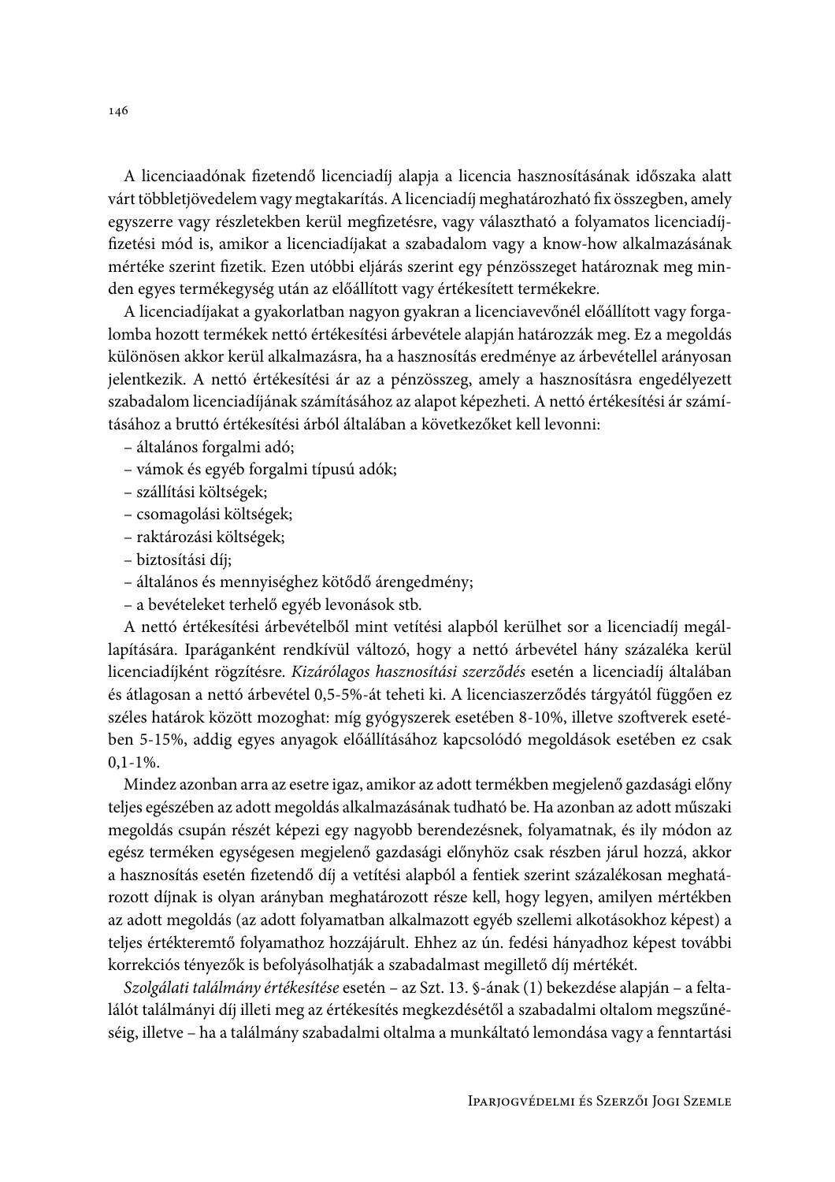A licenciaadónak fizetendő licenciadíj alapja a licencia hasznosításának időszaka alatt várt többletjövedelem vagy megtakarítás. A licenciadíj meghatározható fix összegben, amely egyszerre vagy részletekben kerül megfizetésre, vagy választható a folyamatos licenciadíj-fizetési mód is, amikor a licenciadíjakat a szabadalom vagy a know-how alkalmazásának mértéke szerint fizetik. Ezen utóbbi eljárás szerint egy pénzösszeget határoznak meg minden egyes termékegység után az előállított vagy értékesített termékekre.

A licenciadíjakat a gyakorlatban nagyon gyakran a licenciavevőnél előállított vagy forgalomba hozott termékek nettó értékesítési árbevétele alapján határozzák meg. Ez a megoldás különösen akkor kerül alkalmazásra, ha a hasznosítás eredménye az árbevétellel arányosan jelentkezik. A nettó értékesítési ár az a pénzösszeg, amely a hasznosításra engedélyezett szabadalom licenciadíjának számításához az alapot képezheti. A nettó értékesítési ár számításához a bruttó értékesítési árból általában a következőket kell levonni:

– általános forgalmi adó;
– vámok és egyéb forgalmi típusú adók;
– szállítási költségek;
– csomagolási költségek;
– raktározási költségek;
– biztosítási díj;
– általános és mennyiséghez kötődő árengedmény;
– a bevételeket terhelő egyéb levonások stb.

A nettó értékesítési árbevételből mint vetítési alapból kerülhet sor a licenciadíj megállapítására. Iparáganként rendkívül változó, hogy a nettó árbevétel hány százaléka kerül licenciadíjként rögzítésre. *Kizárólagos hasznosítási szerződés* esetén a licenciadíj általában és átlagosan a nettó árbevétel 0,5-5%-át teheti ki. A licenciaszerződés tárgyától függően ez széles határok között mozoghat: míg gyógyszerek esetében 8-10%, illetve szoftverek esetében 5-15%, addig egyes anyagok előállításához kapcsolódó megoldások esetében ez csak 0,1-1%.

Mindez azonban arra az esetre igaz, amikor az adott termékben megjelenő gazdasági előny teljes egészében az adott megoldás alkalmazásának tudható be. Ha azonban az adott műszaki megoldás csupán részét képezi egy nagyobb berendezésnek, folyamatnak, és ily módon az egész terméken egységesen megjelenő gazdasági előnyhöz csak részben járul hozzá, akkor a hasznosítás esetén fizetendő díj a vetítési alapból a fentiek szerint százalékosan meghatározott díjnak is olyan arányban meghatározott része kell, hogy legyen, amilyen mértékben az adott megoldás (az adott folyamatban alkalmazott egyéb szellemi alkotásokhoz képest) a teljes értékteremtő folyamathoz hozzájárult. Ehhez az ún. fedési hányadhoz képest további korrekciós tényezők is befolyásolhatják a szabadalmast megillető díj mértékét.

*Szolgálati találmány értékesítése* esetén – az Szt. 13. §-ának (1) bekezdése alapján – a feltalálót találmányi díj illeti meg az értékesítés megkezdésétől a szabadalmi oltalom megszűnéséig, illetve – ha a találmány szabadalmi oltalma a munkáltató lemondása vagy a fenntartási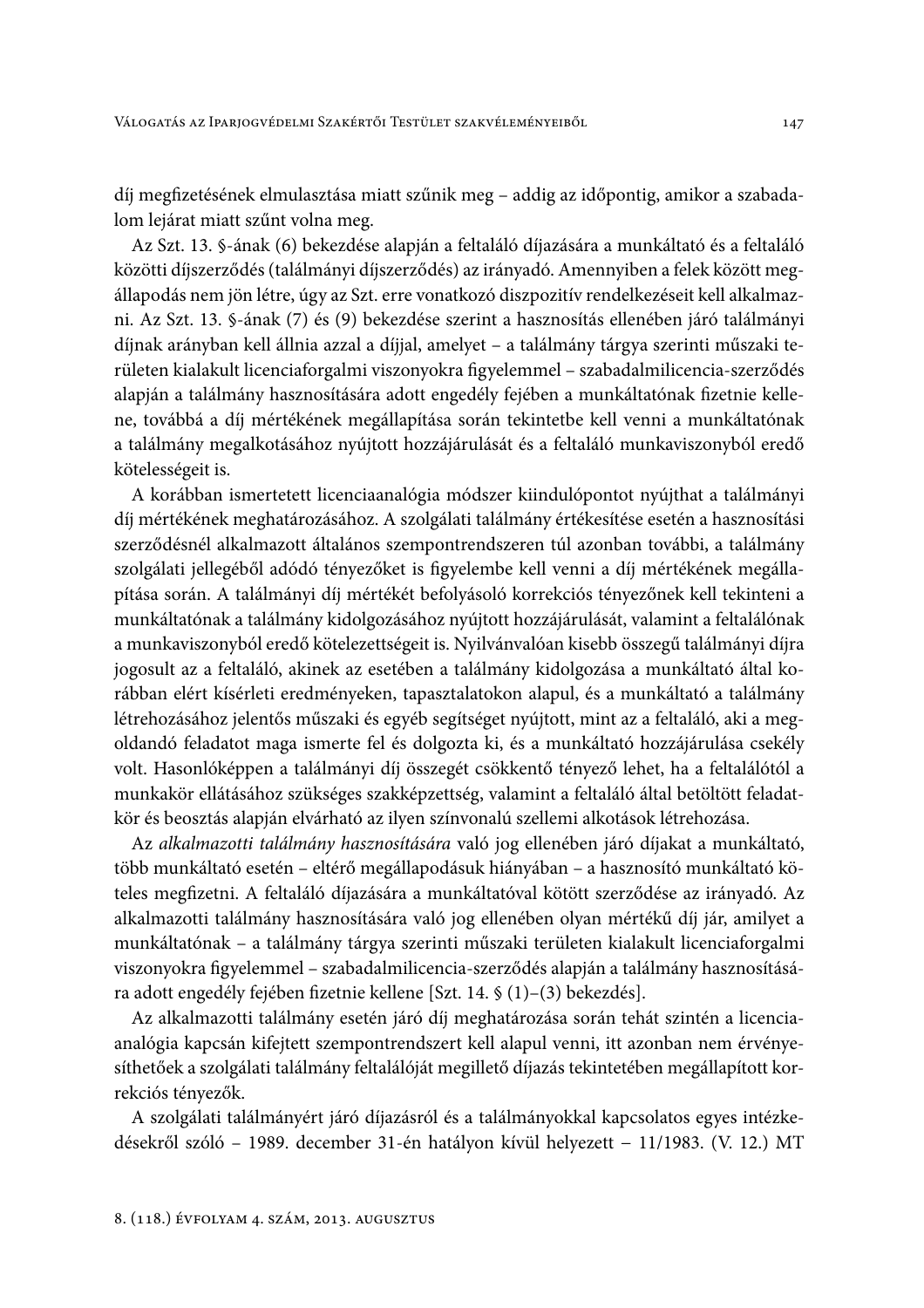díj megfizetésének elmulasztása miatt szűnik meg – addig az időpontig, amikor a szabadalom lejárat miatt szűnt volna meg.

Az Szt. 13. §-ának (6) bekezdése alapján a feltaláló díjazására a munkáltató és a feltaláló közötti díjszerződés (találmányi díjszerződés) az irányadó. Amennyiben a felek között megállapodás nem jön létre, úgy az Szt. erre vonatkozó diszpozitív rendelkezéseit kell alkalmazni. Az Szt. 13. §-ának (7) és (9) bekezdése szerint a hasznosítás ellenében járó találmányi díjnak arányban kell állnia azzal a díjjal, amelyet – a találmány tárgya szerinti műszaki területen kialakult licenciaforgalmi viszonyokra figyelemmel – szabadalmilicencia-szerződés alapján a találmány hasznosítására adott engedély fejében a munkáltatónak fizetnie kellene, továbbá a díj mértékének megállapítása során tekintetbe kell venni a munkáltatónak a találmány megalkotásához nyújtott hozzájárulását és a feltaláló munkaviszonyból eredő kötelességeit is.

A korábban ismertetett licenciaanalógia módszer kiindulópontot nyújthat a találmányi díj mértékének meghatározásához. A szolgálati találmány értékesítése esetén a hasznosítási szerződésnél alkalmazott általános szempontrendszeren túl azonban további, a találmány szolgálati jellegéből adódó tényezőket is figyelembe kell venni a díj mértékének megállapítása során. A találmányi díj mértékét befolyásoló korrekciós tényezőnek kell tekinteni a munkáltatónak a találmány kidolgozásához nyújtott hozzájárulását, valamint a feltalálónak a munkaviszonyból eredő kötelezettségeit is. Nyilvánvalóan kisebb összegű találmányi díjra jogosult az a feltaláló, akinek az esetében a találmány kidolgozása a munkáltató által korábban elért kísérleti eredményeken, tapasztalatokon alapul, és a munkáltató a találmány létrehozásához jelentős műszaki és egyéb segítséget nyújtott, mint az a feltaláló, aki a megoldandó feladatot maga ismerte fel és dolgozta ki, és a munkáltató hozzájárulása csekély volt. Hasonlóképpen a találmányi díj összegét csökkentő tényező lehet, ha a feltalálótól a munkakör ellátásához szükséges szakképzettség, valamint a feltaláló által betöltött feladatkör és beosztás alapján elvárható az ilyen színvonalú szellemi alkotások létrehozása.

Az *alkalmazotti találmány hasznosítására* való jog ellenében járó díjakat a munkáltató, több munkáltató esetén – eltérő megállapodásuk hiányában – a hasznosító munkáltató köteles megfizetni. A feltaláló díjazására a munkáltatóval kötött szerződése az irányadó. Az alkalmazotti találmány hasznosítására való jog ellenében olyan mértékű díj jár, amilyet a munkáltatónak – a találmány tárgya szerinti műszaki területen kialakult licenciaforgalmi viszonyokra figyelemmel – szabadalmilicencia-szerződés alapján a találmány hasznosítására adott engedély fejében fizetnie kellene [Szt. 14. § (1)–(3) bekezdés].

Az alkalmazotti találmány esetén járó díj meghatározása során tehát szintén a licenciaanalógia kapcsán kifejtett szempontrendszert kell alapul venni, itt azonban nem érvényesíthetőek a szolgálati találmány feltalálóját megillető díjazás tekintetében megállapított korrekciós tényezők.

A szolgálati találmányért járó díjazásról és a találmányokkal kapcsolatos egyes intézkedésekről szóló – 1989. december 31-én hatályon kívül helyezett – 11/1983. (V. 12.) MT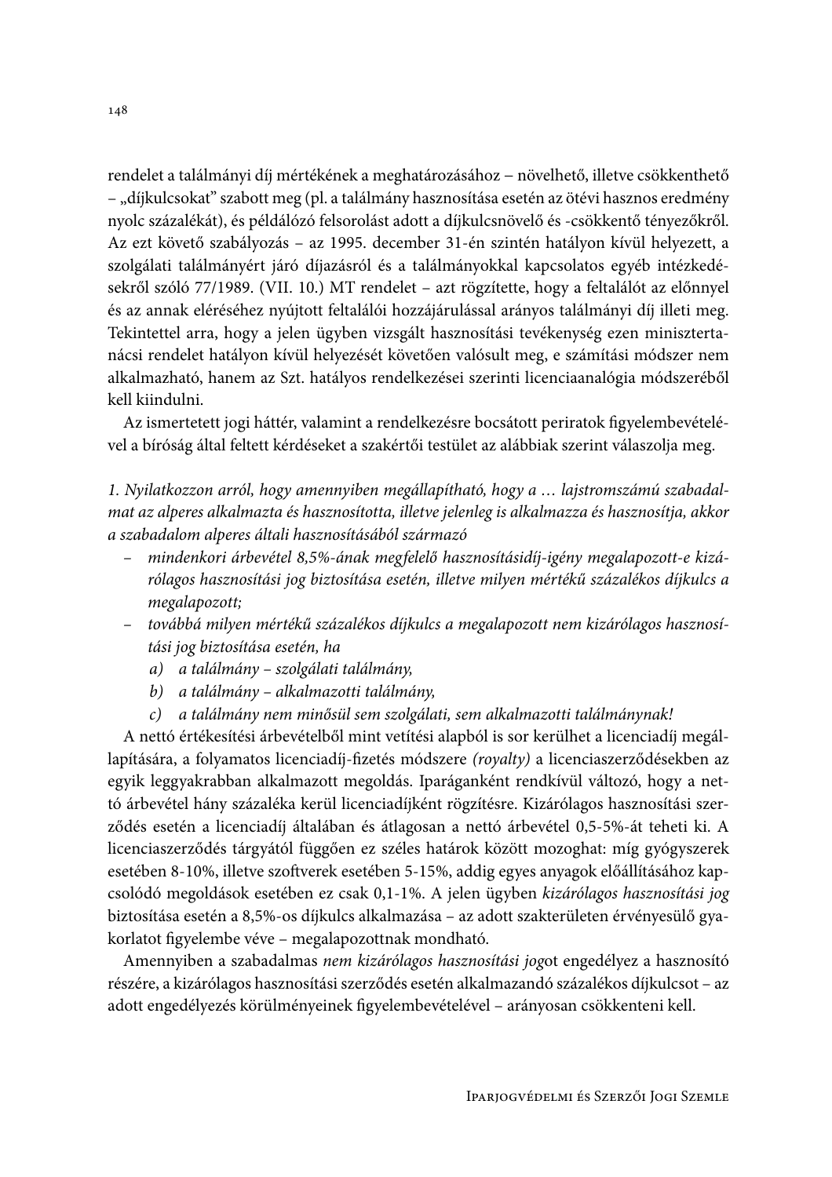rendelet a találmányi díj mértékének a meghatározásához – növelhető, illetve csökkenthető – „díjkulcsokat" szabott meg (pl. a találmány hasznosítása esetén az ötévi hasznos eredmény nyolc százalékát), és példálózó felsorolást adott a díjkulcsnövelő és -csökkentő tényezőkről. Az ezt követő szabályozás – az 1995. december 31-én szintén hatályon kívül helyezett, a szolgálati találmányért járó díjazásról és a találmányokkal kapcsolatos egyéb intézkedésekről szóló 77/1989. (VII. 10.) MT rendelet – azt rögzítette, hogy a feltalálót az előnnyel és az annak eléréséhez nyújtott feltalálói hozzájárulással arányos találmányi díj illeti meg. Tekintettel arra, hogy a jelen ügyben vizsgált hasznosítási tevékenység ezen minisztertanácsi rendelet hatályon kívül helyezését követően valósult meg, e számítási módszer nem alkalmazható, hanem az Szt. hatályos rendelkezései szerinti licenciaanalógia módszeréből kell kiindulni.

Az ismertetett jogi háttér, valamint a rendelkezésre bocsátott periratok figyelembevételével a bíróság által feltett kérdéseket a szakértői testület az alábbiak szerint válaszolja meg.

*1. Nyilatkozzon arról, hogy amennyiben megállapítható, hogy a … lajstromszámú szabadalmat az alperes alkalmazta és hasznosította, illetve jelenleg is alkalmazza és hasznosítja, akkor a szabadalom alperes általi hasznosításából származó*

- *mindenkori árbevétel 8,5%-ának megfelelő hasznosításidíj-igény megalapozott-e kizárólagos hasznosítási jog biztosítása esetén, illetve milyen mértékű százalékos díjkulcs a megalapozott;*
- *továbbá milyen mértékű százalékos díjkulcs a megalapozott nem kizárólagos hasznosítási jog biztosítása esetén, ha*
  - *a) a találmány – szolgálati találmány,*
  - *b) a találmány – alkalmazotti találmány,*
  - *c) a találmány nem minősül sem szolgálati, sem alkalmazotti találmánynak!*

A nettó értékesítési árbevételből mint vetítési alapból is sor kerülhet a licenciadíj megállapítására, a folyamatos licenciadíj-fizetés módszere *(royalty)* a licenciaszerződésekben az egyik leggyakrabban alkalmazott megoldás. Iparáganként rendkívül változó, hogy a nettó árbevétel hány százaléka kerül licenciadíjként rögzítésre. Kizárólagos hasznosítási szerződés esetén a licenciadíj általában és átlagosan a nettó árbevétel 0,5-5%-át teheti ki. A licenciaszerződés tárgyától függően ez széles határok között mozoghat: míg gyógyszerek esetében 8-10%, illetve szoftverek esetében 5-15%, addig egyes anyagok előállításához kapcsolódó megoldások esetében ez csak 0,1-1%. A jelen ügyben *kizárólagos hasznosítási jog* biztosítása esetén a 8,5%-os díjkulcs alkalmazása – az adott szakterületen érvényesülő gyakorlatot figyelembe véve – megalapozottnak mondható.

Amennyiben a szabadalmas *nem kizárólagos hasznosítási jog*ot engedélyez a hasznosító részére, a kizárólagos hasznosítási szerződés esetén alkalmazandó százalékos díjkulcsot – az adott engedélyezés körülményeinek figyelembevételével – arányosan csökkenteni kell.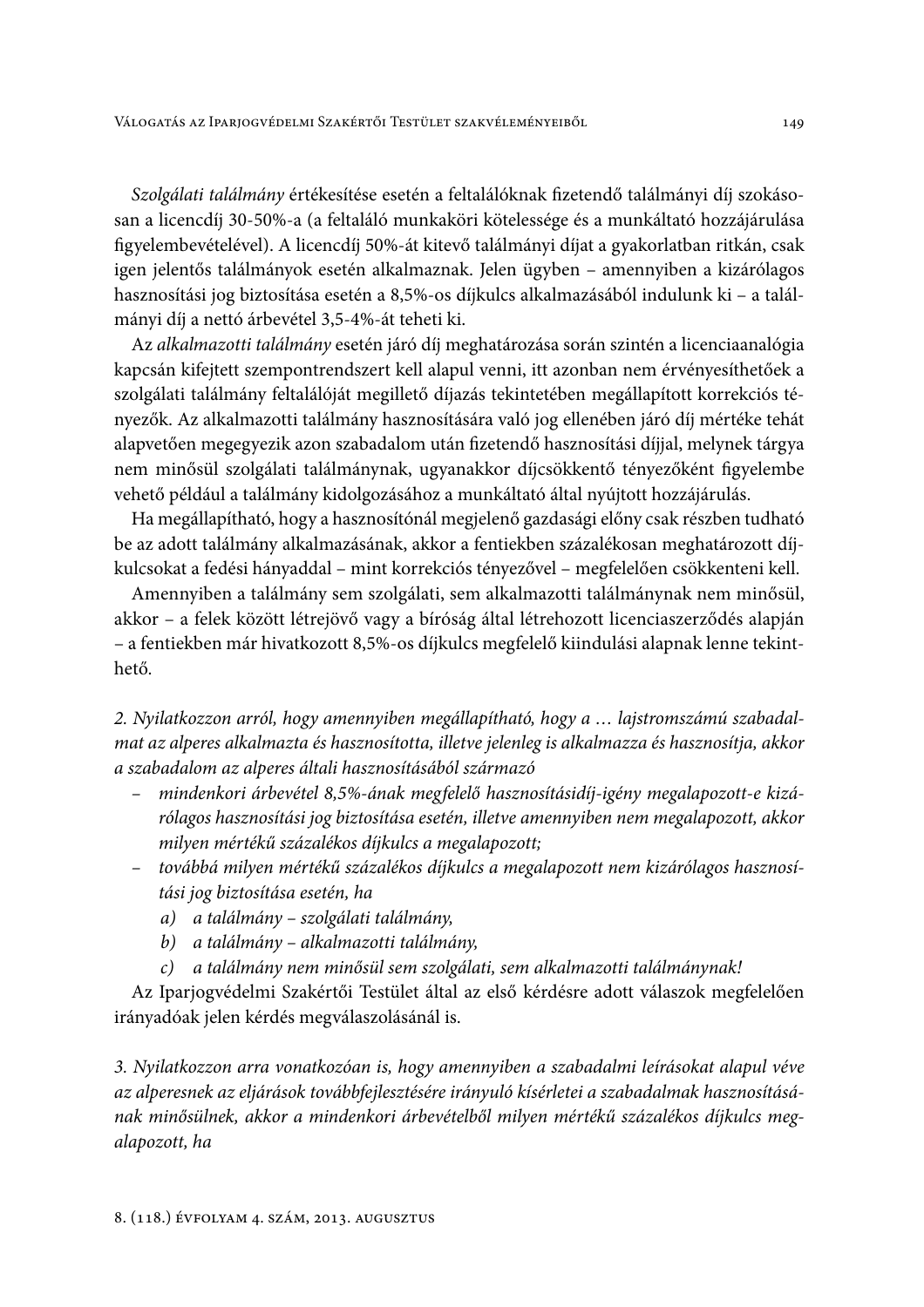*Szolgálati találmány* értékesítése esetén a feltalálóknak fizetendő találmányi díj szokásosan a licencdíj 30-50%-a (a feltaláló munkaköri kötelessége és a munkáltató hozzájárulása figyelembevételével). A licencdíj 50%-át kitevő találmányi díjat a gyakorlatban ritkán, csak igen jelentős találmányok esetén alkalmaznak. Jelen ügyben – amennyiben a kizárólagos hasznosítási jog biztosítása esetén a 8,5%-os díjkulcs alkalmazásából indulunk ki – a találmányi díj a nettó árbevétel 3,5-4%-át teheti ki.

Az *alkalmazotti találmány* esetén járó díj meghatározása során szintén a licenciaanalógia kapcsán kifejtett szempontrendszert kell alapul venni, itt azonban nem érvényesíthetőek a szolgálati találmány feltalálóját megillető díjazás tekintetében megállapított korrekciós tényezők. Az alkalmazotti találmány hasznosítására való jog ellenében járó díj mértéke tehát alapvetően megegyezik azon szabadalom után fizetendő hasznosítási díjjal, melynek tárgya nem minősül szolgálati találmánynak, ugyanakkor díjcsökkentő tényezőként figyelembe vehető például a találmány kidolgozásához a munkáltató által nyújtott hozzájárulás.

Ha megállapítható, hogy a hasznosítónál megjelenő gazdasági előny csak részben tudható be az adott találmány alkalmazásának, akkor a fentiekben százalékosan meghatározott díjkulcsokat a fedési hányaddal – mint korrekciós tényezővel – megfelelően csökkenteni kell.

Amennyiben a találmány sem szolgálati, sem alkalmazotti találmánynak nem minősül, akkor – a felek között létrejövő vagy a bíróság által létrehozott licenciaszerződés alapján – a fentiekben már hivatkozott 8,5%-os díjkulcs megfelelő kiindulási alapnak lenne tekinthető.

*2. Nyilatkozzon arról, hogy amennyiben megállapítható, hogy a … lajstromszámú szabadalmat az alperes alkalmazta és hasznosította, illetve jelenleg is alkalmazza és hasznosítja, akkor a szabadalom az alperes általi hasznosításából származó*

- *mindenkori árbevétel 8,5%-ának megfelelő hasznosításidíj-igény megalapozott-e kizárólagos hasznosítási jog biztosítása esetén, illetve amennyiben nem megalapozott, akkor milyen mértékű százalékos díjkulcs a megalapozott;*
- *továbbá milyen mértékű százalékos díjkulcs a megalapozott nem kizárólagos hasznosítási jog biztosítása esetén, ha*
    - *a) a találmány – szolgálati találmány,*
    - *b) a találmány – alkalmazotti találmány,*
    - *c) a találmány nem minősül sem szolgálati, sem alkalmazotti találmánynak!*

Az Iparjogvédelmi Szakértői Testület által az első kérdésre adott válaszok megfelelően irányadóak jelen kérdés megválaszolásánál is.

*3. Nyilatkozzon arra vonatkozóan is, hogy amennyiben a szabadalmi leírásokat alapul véve az alperesnek az eljárások továbbfejlesztésére irányuló kísérletei a szabadalmak hasznosításának minősülnek, akkor a mindenkori árbevételből milyen mértékű százalékos díjkulcs megalapozott, ha*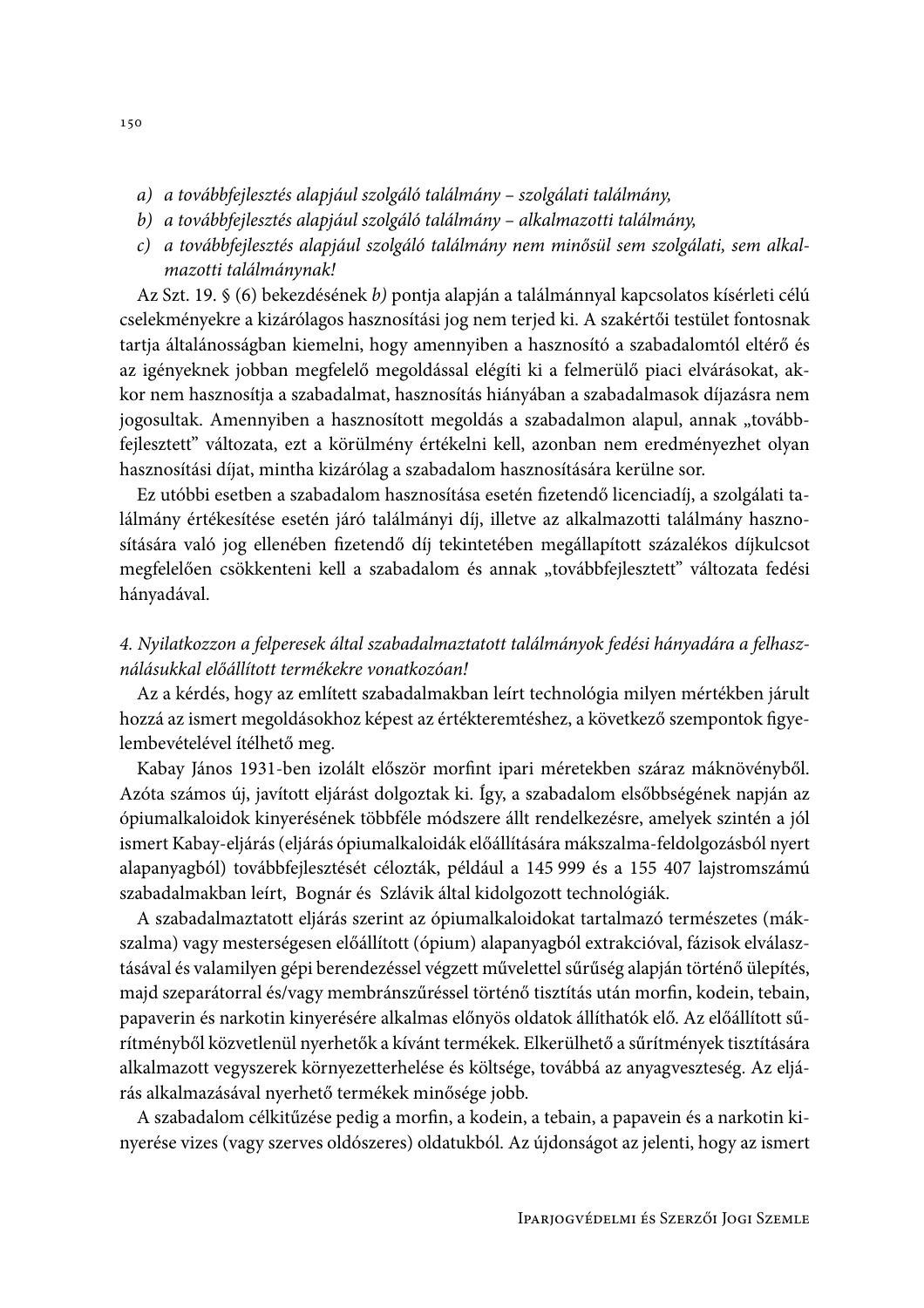*a) a továbbfejlesztés alapjául szolgáló találmány – szolgálati találmány,*

*b) a továbbfejlesztés alapjául szolgáló találmány – alkalmazotti találmány,*

*c) a továbbfejlesztés alapjául szolgáló találmány nem minősül sem szolgálati, sem alkalmazotti találmánynak!*

Az Szt. 19. § (6) bekezdésének *b)* pontja alapján a találmánnyal kapcsolatos kísérleti célú cselekményekre a kizárólagos hasznosítási jog nem terjed ki. A szakértői testület fontosnak tartja általánosságban kiemelni, hogy amennyiben a hasznosító a szabadalomtól eltérő és az igényeknek jobban megfelelő megoldással elégíti ki a felmerülő piaci elvárásokat, akkor nem hasznosítja a szabadalmat, hasznosítás hiányában a szabadalmasok díjazásra nem jogosultak. Amennyiben a hasznosított megoldás a szabadalmon alapul, annak „továbbfejlesztett" változata, ezt a körülmény értékelni kell, azonban nem eredményezhet olyan hasznosítási díjat, mintha kizárólag a szabadalom hasznosítására kerülne sor.

Ez utóbbi esetben a szabadalom hasznosítása esetén fizetendő licenciadíj, a szolgálati találmány értékesítése esetén járó találmányi díj, illetve az alkalmazotti találmány hasznosítására való jog ellenében fizetendő díj tekintetében megállapított százalékos díjkulcsot megfelelően csökkenteni kell a szabadalom és annak „továbbfejlesztett" változata fedési hányadával.

*4. Nyilatkozzon a felperesek által szabadalmaztatott találmányok fedési hányadára a felhasználásukkal előállított termékekre vonatkozóan!*

Az a kérdés, hogy az említett szabadalmakban leírt technológia milyen mértékben járult hozzá az ismert megoldásokhoz képest az értékteremtéshez, a következő szempontok figyelembevételével ítélhető meg.

Kabay János 1931-ben izolált először morfint ipari méretekben száraz máknövényből. Azóta számos új, javított eljárást dolgoztak ki. Így, a szabadalom elsőbbségének napján az ópiumalkaloidok kinyerésének többféle módszere állt rendelkezésre, amelyek szintén a jól ismert Kabay-eljárás (eljárás ópiumalkaloidák előállítására mákszalma-feldolgozásból nyert alapanyagból) továbbfejlesztését célozták, például a 145 999 és a 155 407 lajstromszámú szabadalmakban leírt, Bognár és Szlávik által kidolgozott technológiák.

A szabadalmaztatott eljárás szerint az ópiumalkaloidokat tartalmazó természetes (mákszalma) vagy mesterségesen előállított (ópium) alapanyagból extrakcióval, fázisok elválasztásával és valamilyen gépi berendezéssel végzett művelettel sűrűség alapján történő ülepítés, majd szeparátorral és/vagy membránszűréssel történő tisztítás után morfin, kodein, tebain, papaverin és narkotin kinyerésére alkalmas előnyös oldatok állíthatók elő. Az előállított sűrítményből közvetlenül nyerhetők a kívánt termékek. Elkerülhető a sűrítmények tisztítására alkalmazott vegyszerek környezetterhelése és költsége, továbbá az anyagveszteség. Az eljárás alkalmazásával nyerhető termékek minősége jobb.

A szabadalom célkitűzése pedig a morfin, a kodein, a tebain, a papavein és a narkotin kinyerése vizes (vagy szerves oldószeres) oldatukból. Az újdonságot az jelenti, hogy az ismert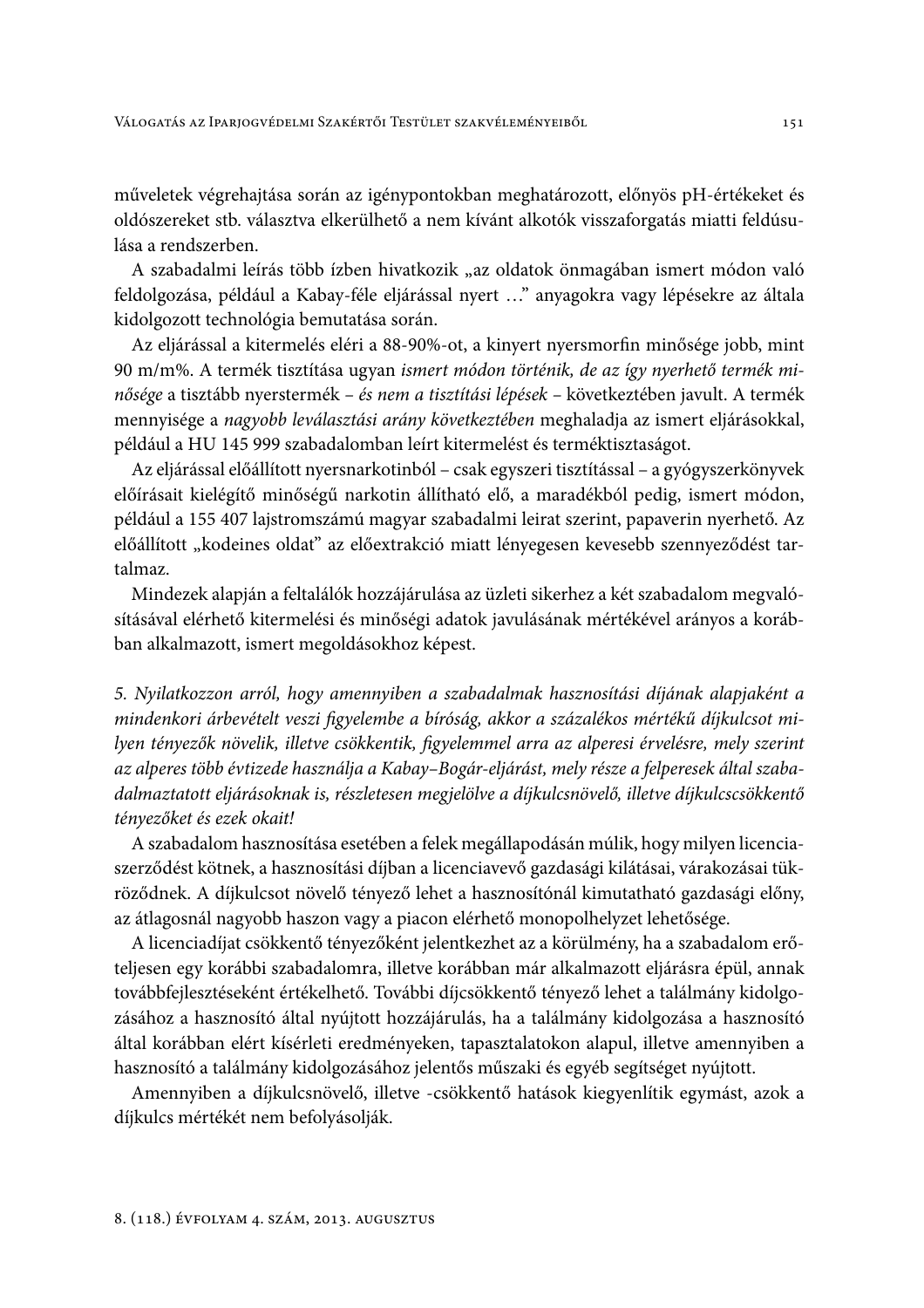műveletek végrehajtása során az igénypontokban meghatározott, előnyös pH-értékeket és oldószereket stb. választva elkerülhető a nem kívánt alkotók visszaforgatás miatti feldúsulása a rendszerben.

A szabadalmi leírás több ízben hivatkozik „az oldatok önmagában ismert módon való feldolgozása, például a Kabay-féle eljárással nyert …" anyagokra vagy lépésekre az általa kidolgozott technológia bemutatása során.

Az eljárással a kitermelés eléri a 88-90%-ot, a kinyert nyersmorfin minősége jobb, mint 90 m/m%. A termék tisztítása ugyan *ismert módon történik, de az így nyerhető termék minősége* a tisztább nyerstermék – *és nem a tisztítási lépések* – következtében javult. A termék mennyisége a *nagyobb leválasztási arány következtében* meghaladja az ismert eljárásokkal, például a HU 145 999 szabadalomban leírt kitermelést és terméktisztaságot.

Az eljárással előállított nyersnarkotinból – csak egyszeri tisztítással – a gyógyszerkönyvek előírásait kielégítő minőségű narkotin állítható elő, a maradékból pedig, ismert módon, például a 155 407 lajstromszámú magyar szabadalmi leirat szerint, papaverin nyerhető. Az előállított „kodeines oldat" az előextrakció miatt lényegesen kevesebb szennyeződést tartalmaz.

Mindezek alapján a feltalálók hozzájárulása az üzleti sikerhez a két szabadalom megvalósításával elérhető kitermelési és minőségi adatok javulásának mértékével arányos a korábban alkalmazott, ismert megoldásokhoz képest.

*5. Nyilatkozzon arról, hogy amennyiben a szabadalmak hasznosítási díjának alapjaként a mindenkori árbevételt veszi figyelembe a bíróság, akkor a százalékos mértékű díjkulcsot milyen tényezők növelik, illetve csökkentik, figyelemmel arra az alperesi érvelésre, mely szerint az alperes több évtizede használja a Kabay–Bogár-eljárást, mely része a felperesek által szabadalmaztatott eljárásoknak is, részletesen megjelölve a díjkulcsnövelő, illetve díjkulcscsökkentő tényezőket és ezek okait!*

A szabadalom hasznosítása esetében a felek megállapodásán múlik, hogy milyen licenciaszerződést kötnek, a hasznosítási díjban a licenciavevő gazdasági kilátásai, várakozásai tükröződnek. A díjkulcsot növelő tényező lehet a hasznosítónál kimutatható gazdasági előny, az átlagosnál nagyobb haszon vagy a piacon elérhető monopolhelyzet lehetősége.

A licenciadíjat csökkentő tényezőként jelentkezhet az a körülmény, ha a szabadalom erőteljesen egy korábbi szabadalomra, illetve korábban már alkalmazott eljárásra épül, annak továbbfejlesztéseként értékelhető. További díjcsökkentő tényező lehet a találmány kidolgozásához a hasznosító által nyújtott hozzájárulás, ha a találmány kidolgozása a hasznosító által korábban elért kísérleti eredményeken, tapasztalatokon alapul, illetve amennyiben a hasznosító a találmány kidolgozásához jelentős műszaki és egyéb segítséget nyújtott.

Amennyiben a díjkulcsnövelő, illetve -csökkentő hatások kiegyenlítik egymást, azok a díjkulcs mértékét nem befolyásolják.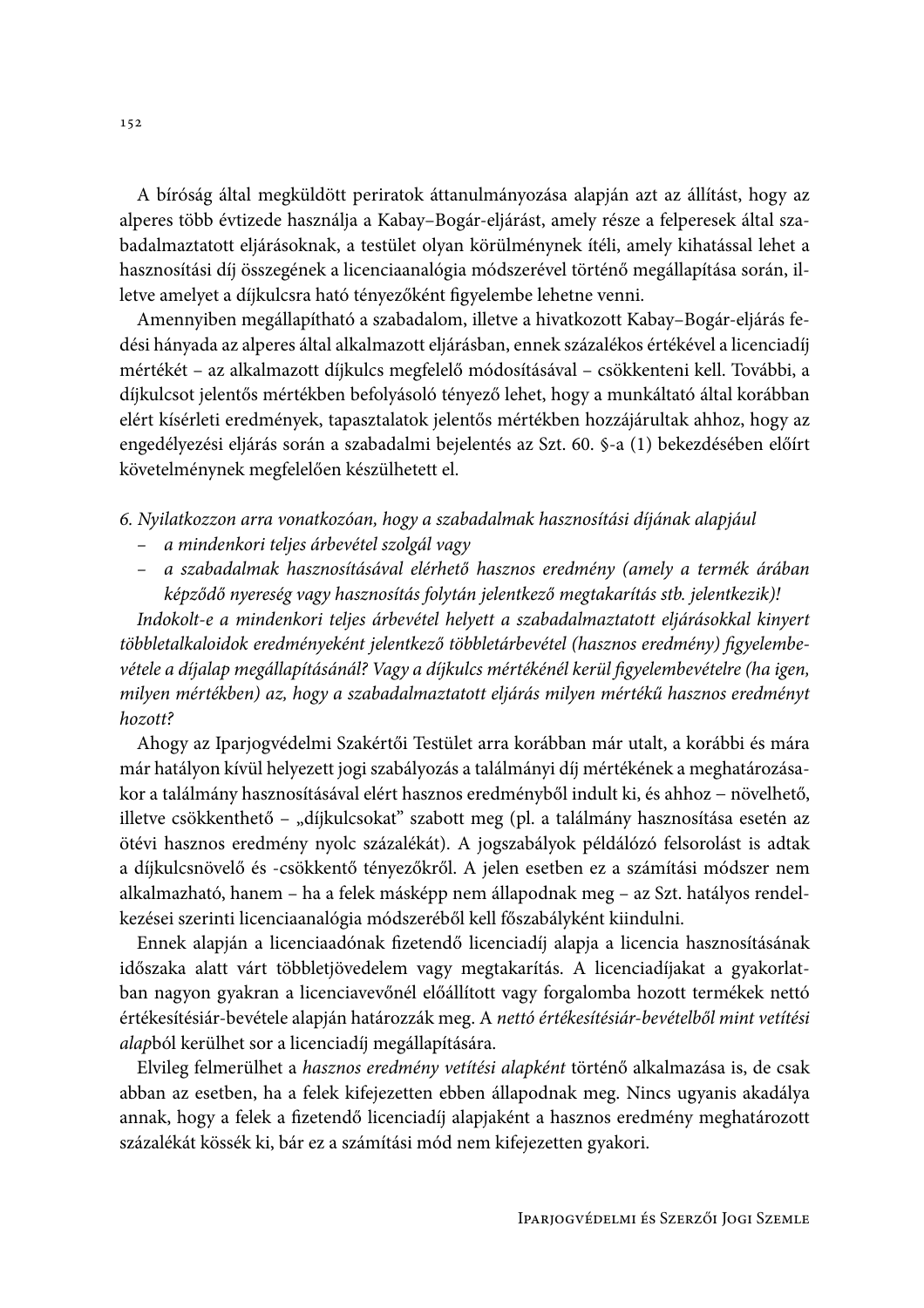A bíróság által megküldött periratok áttanulmányozása alapján azt az állítást, hogy az alperes több évtizede használja a Kabay–Bogár-eljárást, amely része a felperesek által szabadalmaztatott eljárásoknak, a testület olyan körülménynek ítéli, amely kihatással lehet a hasznosítási díj összegének a licenciaanalógia módszerével történő megállapítása során, illetve amelyet a díjkulcsra ható tényezőként figyelembe lehetne venni.

Amennyiben megállapítható a szabadalom, illetve a hivatkozott Kabay–Bogár-eljárás fedési hányada az alperes által alkalmazott eljárásban, ennek százalékos értékével a licenciadíj mértékét – az alkalmazott díjkulcs megfelelő módosításával – csökkenteni kell. További, a díjkulcsot jelentős mértékben befolyásoló tényező lehet, hogy a munkáltató által korábban elért kísérleti eredmények, tapasztalatok jelentős mértékben hozzájárultak ahhoz, hogy az engedélyezési eljárás során a szabadalmi bejelentés az Szt. 60. §-a (1) bekezdésében előírt követelménynek megfelelően készülhetett el.

*6. Nyilatkozzon arra vonatkozóan, hogy a szabadalmak hasznosítási díjának alapjául*

- *a mindenkori teljes árbevétel szolgál vagy*
- *a szabadalmak hasznosításával elérhető hasznos eredmény (amely a termék árában képződő nyereség vagy hasznosítás folytán jelentkező megtakarítás stb. jelentkezik)!*

*Indokolt-e a mindenkori teljes árbevétel helyett a szabadalmaztatott eljárásokkal kinyert többletalkaloidok eredményeként jelentkező többletárbevétel (hasznos eredmény) figyelembevétele a díjalap megállapításánál? Vagy a díjkulcs mértékénél kerül figyelembevételre (ha igen, milyen mértékben) az, hogy a szabadalmaztatott eljárás milyen mértékű hasznos eredményt hozott?*

Ahogy az Iparjogvédelmi Szakértői Testület arra korábban már utalt, a korábbi és mára már hatályon kívül helyezett jogi szabályozás a találmányi díj mértékének a meghatározásakor a találmány hasznosításával elért hasznos eredményből indult ki, és ahhoz – növelhető, illetve csökkenthető – „díjkulcsokat" szabott meg (pl. a találmány hasznosítása esetén az ötévi hasznos eredmény nyolc százalékát). A jogszabályok példálózó felsorolást is adtak a díjkulcsnövelő és -csökkentő tényezőkről. A jelen esetben ez a számítási módszer nem alkalmazható, hanem – ha a felek másképp nem állapodnak meg – az Szt. hatályos rendelkezései szerinti licenciaanalógia módszeréből kell főszabályként kiindulni.

Ennek alapján a licenciaadónak fizetendő licenciadíj alapja a licencia hasznosításának időszaka alatt várt többletjövedelem vagy megtakarítás. A licenciadíjakat a gyakorlatban nagyon gyakran a licenciavevőnél előállított vagy forgalomba hozott termékek nettó értékesítésiár-bevétele alapján határozzák meg. A *nettó értékesítésiár-bevételből mint vetítési alap*ból kerülhet sor a licenciadíj megállapítására.

Elvileg felmerülhet a *hasznos eredmény vetítési alapként* történő alkalmazása is, de csak abban az esetben, ha a felek kifejezetten ebben állapodnak meg. Nincs ugyanis akadálya annak, hogy a felek a fizetendő licenciadíj alapjaként a hasznos eredmény meghatározott százalékát kössék ki, bár ez a számítási mód nem kifejezetten gyakori.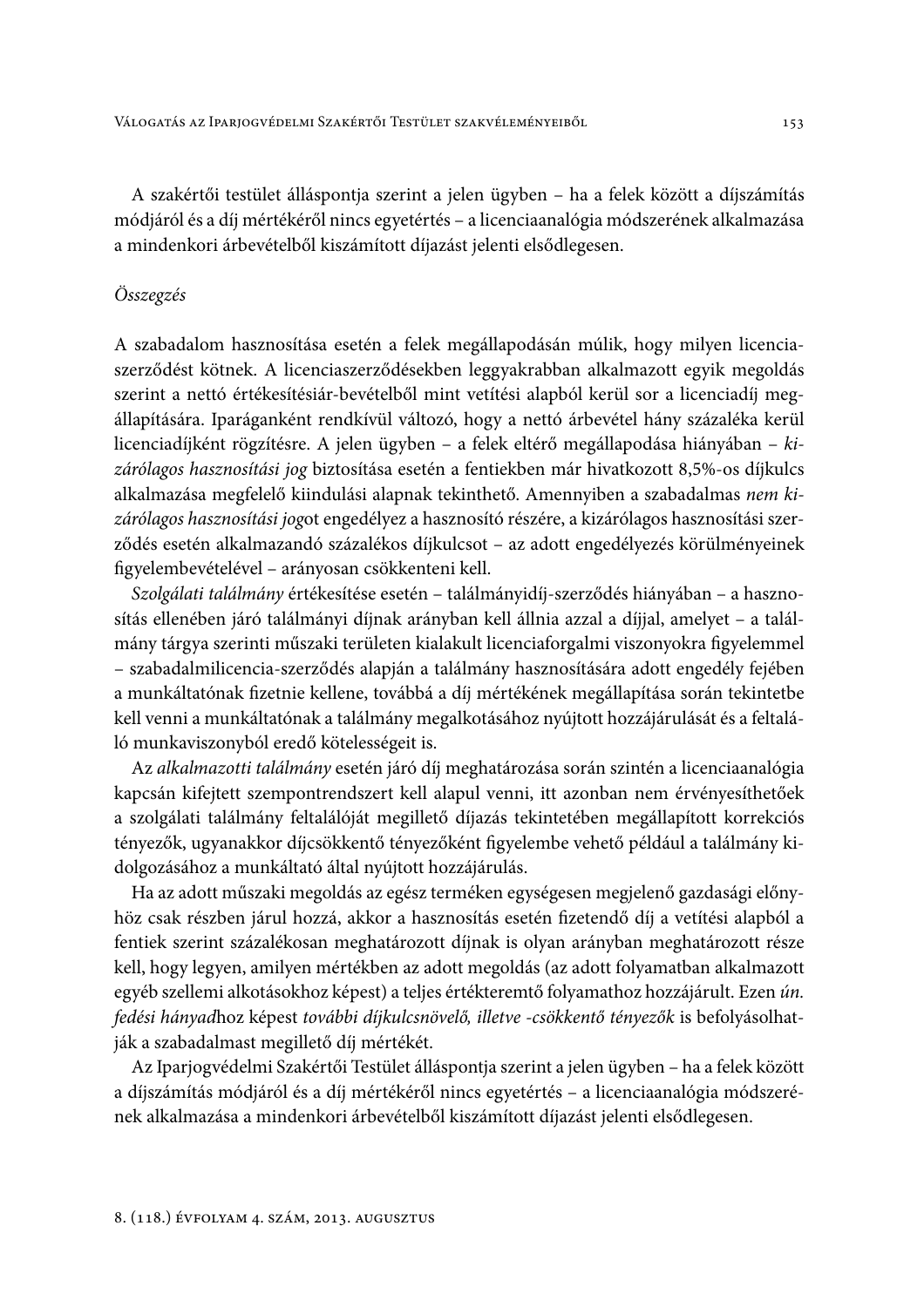A szakértői testület álláspontja szerint a jelen ügyben – ha a felek között a díjszámítás módjáról és a díj mértékéről nincs egyetértés – a licenciaanalógia módszerének alkalmazása a mindenkori árbevételből kiszámított díjazást jelenti elsődlegesen.

*Összegzés*

A szabadalom hasznosítása esetén a felek megállapodásán múlik, hogy milyen licenciaszerződést kötnek. A licenciaszerződésekben leggyakrabban alkalmazott egyik megoldás szerint a nettó értékesítésiár-bevételből mint vetítési alapból kerül sor a licenciadíj megállapítására. Iparáganként rendkívül változó, hogy a nettó árbevétel hány százaléka kerül licenciadíjként rögzítésre. A jelen ügyben – a felek eltérő megállapodása hiányában – *kizárólagos hasznosítási jog* biztosítása esetén a fentiekben már hivatkozott 8,5%-os díjkulcs alkalmazása megfelelő kiindulási alapnak tekinthető. Amennyiben a szabadalmas *nem kizárólagos hasznosítási jog*ot engedélyez a hasznosító részére, a kizárólagos hasznosítási szerződés esetén alkalmazandó százalékos díjkulcsot – az adott engedélyezés körülményeinek figyelembevételével – arányosan csökkenteni kell.

*Szolgálati találmány* értékesítése esetén – találmányidíj-szerződés hiányában – a hasznosítás ellenében járó találmányi díjnak arányban kell állnia azzal a díjjal, amelyet – a találmány tárgya szerinti műszaki területen kialakult licenciaforgalmi viszonyokra figyelemmel – szabadalmilicencia-szerződés alapján a találmány hasznosítására adott engedély fejében a munkáltatónak fizetnie kellene, továbbá a díj mértékének megállapítása során tekintetbe kell venni a munkáltatónak a találmány megalkotásához nyújtott hozzájárulását és a feltaláló munkaviszonyból eredő kötelességeit is.

Az *alkalmazotti találmány* esetén járó díj meghatározása során szintén a licenciaanalógia kapcsán kifejtett szempontrendszert kell alapul venni, itt azonban nem érvényesíthetőek a szolgálati találmány feltalálóját megillető díjazás tekintetében megállapított korrekciós tényezők, ugyanakkor díjcsökkentő tényezőként figyelembe vehető például a találmány kidolgozásához a munkáltató által nyújtott hozzájárulás.

Ha az adott műszaki megoldás az egész terméken egységesen megjelenő gazdasági előnyhöz csak részben járul hozzá, akkor a hasznosítás esetén fizetendő díj a vetítési alapból a fentiek szerint százalékosan meghatározott díjnak is olyan arányban meghatározott része kell, hogy legyen, amilyen mértékben az adott megoldás (az adott folyamatban alkalmazott egyéb szellemi alkotásokhoz képest) a teljes értékteremtő folyamathoz hozzájárult. Ezen *ún. fedési hányad*hoz képest *további díjkulcsnövelő, illetve -csökkentő tényezők* is befolyásolhatják a szabadalmast megillető díj mértékét.

Az Iparjogvédelmi Szakértői Testület álláspontja szerint a jelen ügyben – ha a felek között a díjszámítás módjáról és a díj mértékéről nincs egyetértés – a licenciaanalógia módszerének alkalmazása a mindenkori árbevételből kiszámított díjazást jelenti elsődlegesen.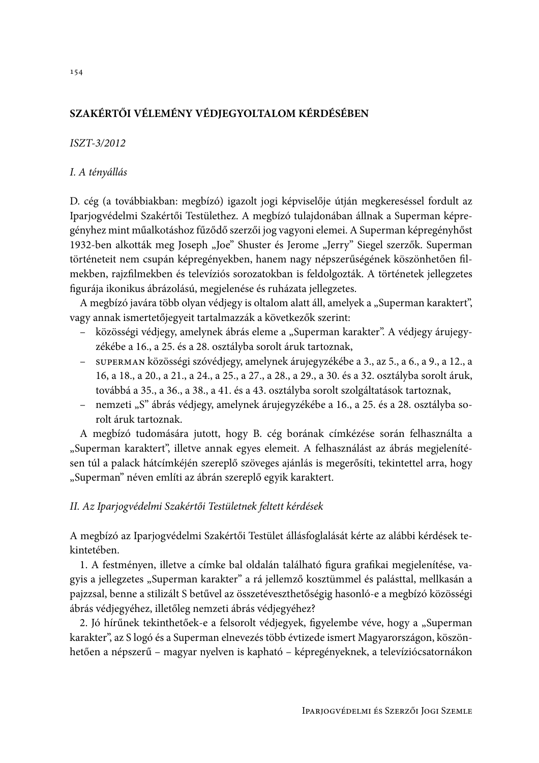## SZAKÉRTŐI VÉLEMÉNY VÉDJEGYOLTALOM KÉRDÉSÉBEN

*ISZT-3/2012*

### *I. A tényállás*

D. cég (a továbbiakban: megbízó) igazolt jogi képviselője útján megkereséssel fordult az Iparjogvédelmi Szakértői Testülethez. A megbízó tulajdonában állnak a Superman képregényhez mint műalkotáshoz fűződő szerzői jog vagyoni elemei. A Superman képregényhőst 1932-ben alkották meg Joseph „Joe" Shuster és Jerome „Jerry" Siegel szerzők. Superman történeteit nem csupán képregényekben, hanem nagy népszerűségének köszönhetően filmekben, rajzfilmekben és televíziós sorozatokban is feldolgozták. A történetek jellegzetes figurája ikonikus ábrázolású, megjelenése és ruházata jellegzetes.

A megbízó javára több olyan védjegy is oltalom alatt áll, amelyek a „Superman karaktert", vagy annak ismertetőjegyeit tartalmazzák a következők szerint:

- közösségi védjegy, amelynek ábrás eleme a „Superman karakter". A védjegy árujegyzékébe a 16., a 25. és a 28. osztályba sorolt áruk tartoznak,
- SUPERMAN közösségi szóvédjegy, amelynek árujegyzékébe a 3., az 5., a 6., a 9., a 12., a 16, a 18., a 20., a 21., a 24., a 25., a 27., a 28., a 29., a 30. és a 32. osztályba sorolt áruk, továbbá a 35., a 36., a 38., a 41. és a 43. osztályba sorolt szolgáltatások tartoznak,
- nemzeti „S" ábrás védjegy, amelynek árujegyzékébe a 16., a 25. és a 28. osztályba sorolt áruk tartoznak.

A megbízó tudomására jutott, hogy B. cég borának címkézése során felhasználta a „Superman karaktert", illetve annak egyes elemeit. A felhasználást az ábrás megjelenítésen túl a palack hátcímkéjén szereplő szöveges ajánlás is megerősíti, tekintettel arra, hogy „Superman" néven említi az ábrán szereplő egyik karaktert.

### *II. Az Iparjogvédelmi Szakértői Testületnek feltett kérdések*

A megbízó az Iparjogvédelmi Szakértői Testület állásfoglalását kérte az alábbi kérdések tekintetében.

1. A festményen, illetve a címke bal oldalán található figura grafikai megjelenítése, vagyis a jellegzetes „Superman karakter" a rá jellemző kosztümmel és palásttal, mellkasán a pajzzsal, benne a stilizált S betűvel az összetéveszthetőségig hasonló-e a megbízó közösségi ábrás védjegyéhez, illetőleg nemzeti ábrás védjegyéhez?

2. Jó hírűnek tekinthetőek-e a felsorolt védjegyek, figyelembe véve, hogy a „Superman karakter", az S logó és a Superman elnevezés több évtizede ismert Magyarországon, köszönhetően a népszerű – magyar nyelven is kapható – képregényeknek, a televíziócsatornákon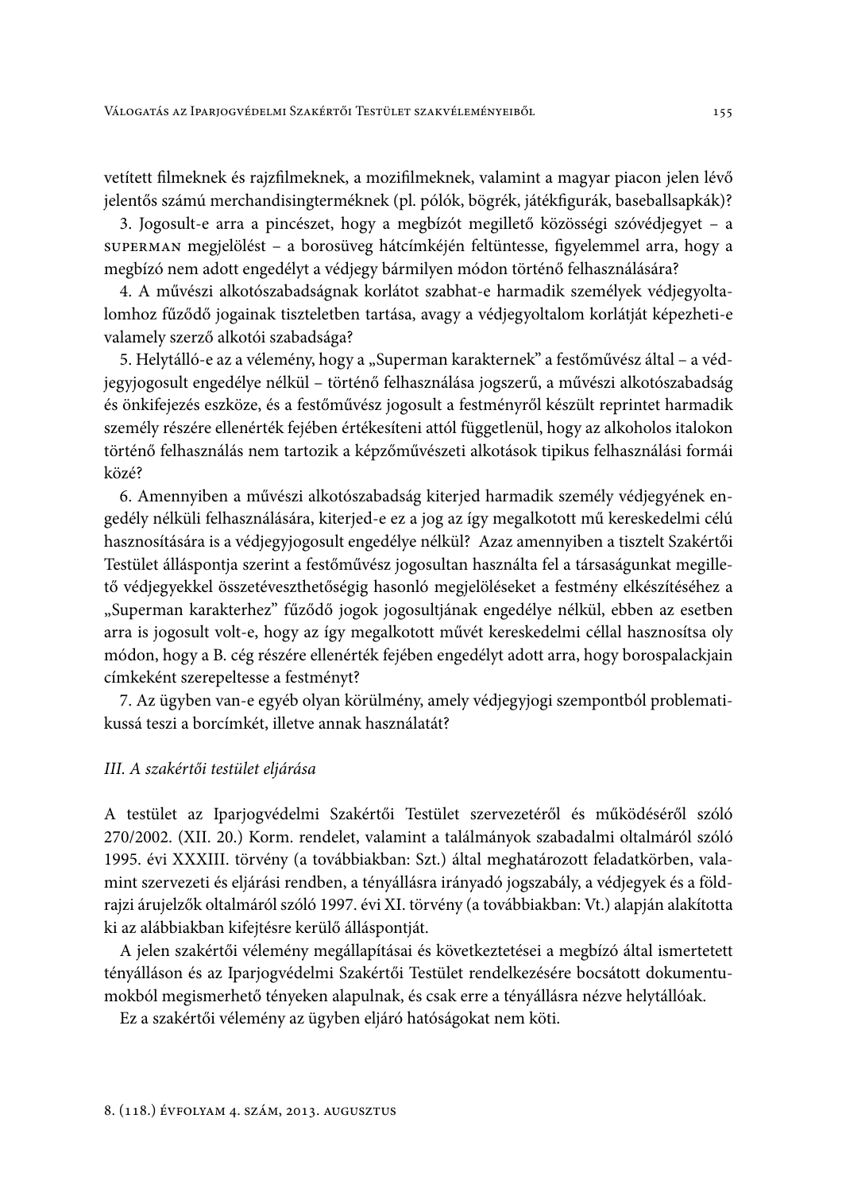vetített filmeknek és rajzfilmeknek, a mozifilmeknek, valamint a magyar piacon jelen lévő jelentős számú merchandisingterméknek (pl. pólók, bögrék, játékfigurák, baseballsapkák)?

3. Jogosult-e arra a pincészet, hogy a megbízót megillető közösségi szóvédjegyet – a SUPERMAN megjelölést – a borosüveg hátcímkéjén feltüntesse, figyelemmel arra, hogy a megbízó nem adott engedélyt a védjegy bármilyen módon történő felhasználására?

4. A művészi alkotószabadságnak korlátot szabhat-e harmadik személyek védjegyoltalomhoz fűződő jogainak tiszteletben tartása, avagy a védjegyoltalom korlátját képezheti-e valamely szerző alkotói szabadsága?

5. Helytálló-e az a vélemény, hogy a „Superman karakternek" a festőművész által – a védjegyjogosult engedélye nélkül – történő felhasználása jogszerű, a művészi alkotószabadság és önkifejezés eszköze, és a festőművész jogosult a festményről készült reprintet harmadik személy részére ellenérték fejében értékesíteni attól függetlenül, hogy az alkoholos italokon történő felhasználás nem tartozik a képzőművészeti alkotások tipikus felhasználási formái közé?

6. Amennyiben a művészi alkotószabadság kiterjed harmadik személy védjegyének engedély nélküli felhasználására, kiterjed-e ez a jog az így megalkotott mű kereskedelmi célú hasznosítására is a védjegyjogosult engedélye nélkül? Azaz amennyiben a tisztelt Szakértői Testület álláspontja szerint a festőművész jogosultan használta fel a társaságunkat megillető védjegyekkel összetéveszthetőségig hasonló megjelöléseket a festmény elkészítéséhez a „Superman karakterhez" fűződő jogok jogosultjának engedélye nélkül, ebben az esetben arra is jogosult volt-e, hogy az így megalkotott művét kereskedelmi céllal hasznosítsa oly módon, hogy a B. cég részére ellenérték fejében engedélyt adott arra, hogy borospalackjain címkeként szerepeltesse a festményt?

7. Az ügyben van-e egyéb olyan körülmény, amely védjegyjogi szempontból problematikussá teszi a borcímkét, illetve annak használatát?

### *III. A szakértői testület eljárása*

A testület az Iparjogvédelmi Szakértői Testület szervezetéről és működéséről szóló 270/2002. (XII. 20.) Korm. rendelet, valamint a találmányok szabadalmi oltalmáról szóló 1995. évi XXXIII. törvény (a továbbiakban: Szt.) által meghatározott feladatkörben, valamint szervezeti és eljárási rendben, a tényállásra irányadó jogszabály, a védjegyek és a földrajzi árujelzők oltalmáról szóló 1997. évi XI. törvény (a továbbiakban: Vt.) alapján alakította ki az alábbiakban kifejtésre kerülő álláspontját.

A jelen szakértői vélemény megállapításai és következtetései a megbízó által ismertetett tényálláson és az Iparjogvédelmi Szakértői Testület rendelkezésére bocsátott dokumentumokból megismerhető tényeken alapulnak, és csak erre a tényállásra nézve helytállóak.

Ez a szakértői vélemény az ügyben eljáró hatóságokat nem köti.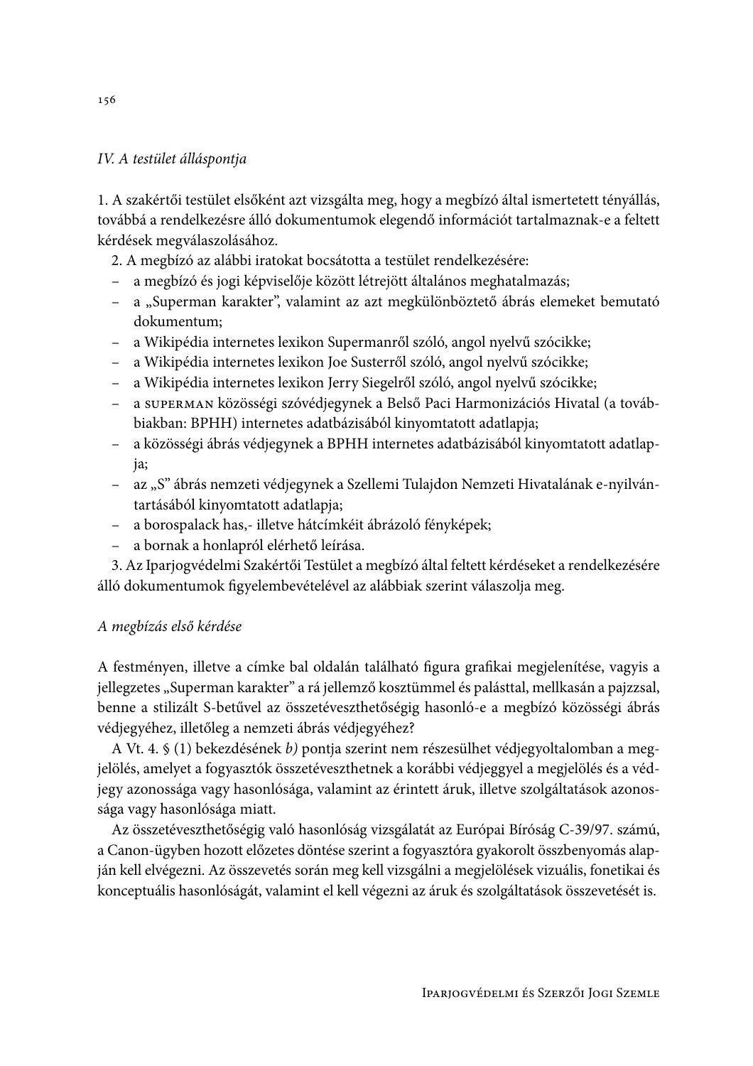*IV. A testület álláspontja*

1. A szakértői testület elsőként azt vizsgálta meg, hogy a megbízó által ismertetett tényállás, továbbá a rendelkezésre álló dokumentumok elegendő információt tartalmaznak-e a feltett kérdések megválaszolásához.

2. A megbízó az alábbi iratokat bocsátotta a testület rendelkezésére:

- a megbízó és jogi képviselője között létrejött általános meghatalmazás;
- a „Superman karakter", valamint az azt megkülönböztető ábrás elemeket bemutató dokumentum;
- a Wikipédia internetes lexikon Supermanről szóló, angol nyelvű szócikke;
- a Wikipédia internetes lexikon Joe Susterről szóló, angol nyelvű szócikke;
- a Wikipédia internetes lexikon Jerry Siegelről szóló, angol nyelvű szócikke;
- a SUPERMAN közösségi szóvédjegynek a Belső Paci Harmonizációs Hivatal (a továbbiakban: BPHH) internetes adatbázisából kinyomtatott adatlapja;
- a közösségi ábrás védjegynek a BPHH internetes adatbázisából kinyomtatott adatlapja;
- az „S" ábrás nemzeti védjegynek a Szellemi Tulajdon Nemzeti Hivatalának e-nyilvántartásából kinyomtatott adatlapja;
- a borospalack has,- illetve hátcímkéit ábrázoló fényképek;
- a bornak a honlapról elérhető leírása.

3. Az Iparjogvédelmi Szakértői Testület a megbízó által feltett kérdéseket a rendelkezésére álló dokumentumok figyelembevételével az alábbiak szerint válaszolja meg.

*A megbízás első kérdése*

A festményen, illetve a címke bal oldalán található figura grafikai megjelenítése, vagyis a jellegzetes „Superman karakter" a rá jellemző kosztümmel és palásttal, mellkasán a pajzzsal, benne a stilizált S-betűvel az összetéveszthetőségig hasonló-e a megbízó közösségi ábrás védjegyéhez, illetőleg a nemzeti ábrás védjegyéhez?

A Vt. 4. § (1) bekezdésének *b)* pontja szerint nem részesülhet védjegyoltalomban a megjelölés, amelyet a fogyasztók összetéveszthetnek a korábbi védjeggyel a megjelölés és a védjegy azonossága vagy hasonlósága, valamint az érintett áruk, illetve szolgáltatások azonossága vagy hasonlósága miatt.

Az összetéveszthetőségig való hasonlóság vizsgálatát az Európai Bíróság C-39/97. számú, a Canon-ügyben hozott előzetes döntése szerint a fogyasztóra gyakorolt összbenyomás alapján kell elvégezni. Az összevetés során meg kell vizsgálni a megjelölések vizuális, fonetikai és konceptuális hasonlóságát, valamint el kell végezni az áruk és szolgáltatások összevetését is.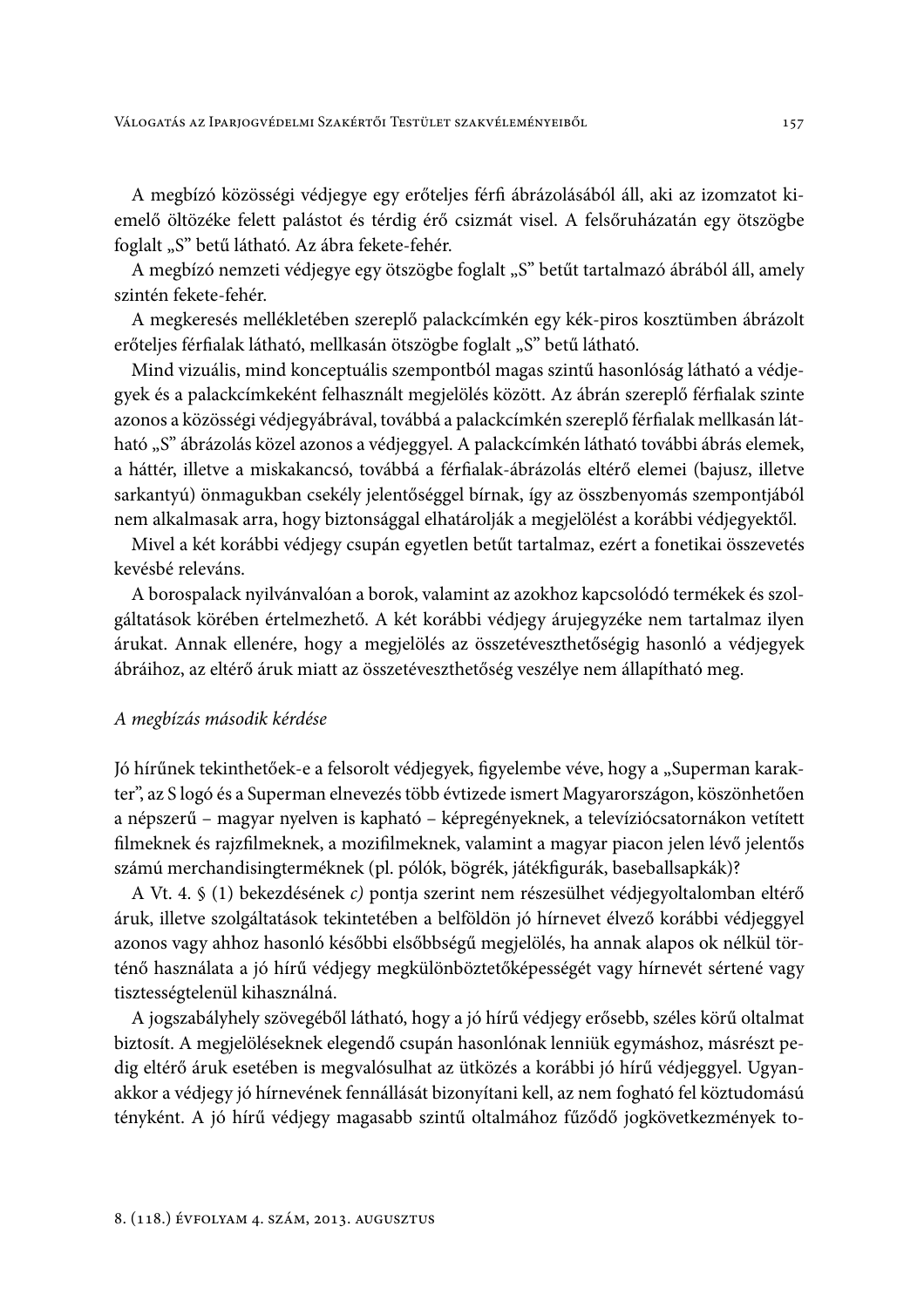A megbízó közösségi védjegye egy erőteljes férfi ábrázolásából áll, aki az izomzatot kiemelő öltözéke felett palástot és térdig érő csizmát visel. A felsőruházatán egy ötszögbe foglalt „S" betű látható. Az ábra fekete-fehér.

A megbízó nemzeti védjegye egy ötszögbe foglalt „S" betűt tartalmazó ábrából áll, amely szintén fekete-fehér.

A megkeresés mellékletében szereplő palackcímkén egy kék-piros kosztümben ábrázolt erőteljes férfialak látható, mellkasán ötszögbe foglalt „S" betű látható.

Mind vizuális, mind konceptuális szempontból magas szintű hasonlóság látható a védjegyek és a palackcímkeként felhasznált megjelölés között. Az ábrán szereplő férfialak szinte azonos a közösségi védjegyábrával, továbbá a palackcímkén szereplő férfialak mellkasán látható „S" ábrázolás közel azonos a védjeggyel. A palackcímkén látható további ábrás elemek, a háttér, illetve a miskakancsó, továbbá a férfialak-ábrázolás eltérő elemei (bajusz, illetve sarkantyú) önmagukban csekély jelentőséggel bírnak, így az összbenyomás szempontjából nem alkalmasak arra, hogy biztonsággal elhatárolják a megjelölést a korábbi védjegyektől.

Mivel a két korábbi védjegy csupán egyetlen betűt tartalmaz, ezért a fonetikai összevetés kevésbé releváns.

A borospalack nyilvánvalóan a borok, valamint az azokhoz kapcsolódó termékek és szolgáltatások körében értelmezhető. A két korábbi védjegy árujegyzéke nem tartalmaz ilyen árukat. Annak ellenére, hogy a megjelölés az összetéveszthetőségig hasonló a védjegyek ábráihoz, az eltérő áruk miatt az összetéveszthetőség veszélye nem állapítható meg.

*A megbízás második kérdése*

Jó hírűnek tekinthetőek-e a felsorolt védjegyek, figyelembe véve, hogy a „Superman karakter", az S logó és a Superman elnevezés több évtizede ismert Magyarországon, köszönhetően a népszerű – magyar nyelven is kapható – képregényeknek, a televíziócsatornákon vetített filmeknek és rajzfilmeknek, a mozifilmeknek, valamint a magyar piacon jelen lévő jelentős számú merchandisingterméknek (pl. pólók, bögrék, játékfigurák, baseballsapkák)?

A Vt. 4. § (1) bekezdésének *c)* pontja szerint nem részesülhet védjegyoltalomban eltérő áruk, illetve szolgáltatások tekintetében a belföldön jó hírnevet élvező korábbi védjeggyel azonos vagy ahhoz hasonló későbbi elsőbbségű megjelölés, ha annak alapos ok nélkül történő használata a jó hírű védjegy megkülönböztetőképességét vagy hírnevét sértené vagy tisztességtelenül kihasználná.

A jogszabályhely szövegéből látható, hogy a jó hírű védjegy erősebb, széles körű oltalmat biztosít. A megjelöléseknek elegendő csupán hasonlónak lenniük egymáshoz, másrészt pedig eltérő áruk esetében is megvalósulhat az ütközés a korábbi jó hírű védjeggyel. Ugyanakkor a védjegy jó hírnevének fennállását bizonyítani kell, az nem fogható fel köztudomású tényként. A jó hírű védjegy magasabb szintű oltalmához fűződő jogkövetkezmények to-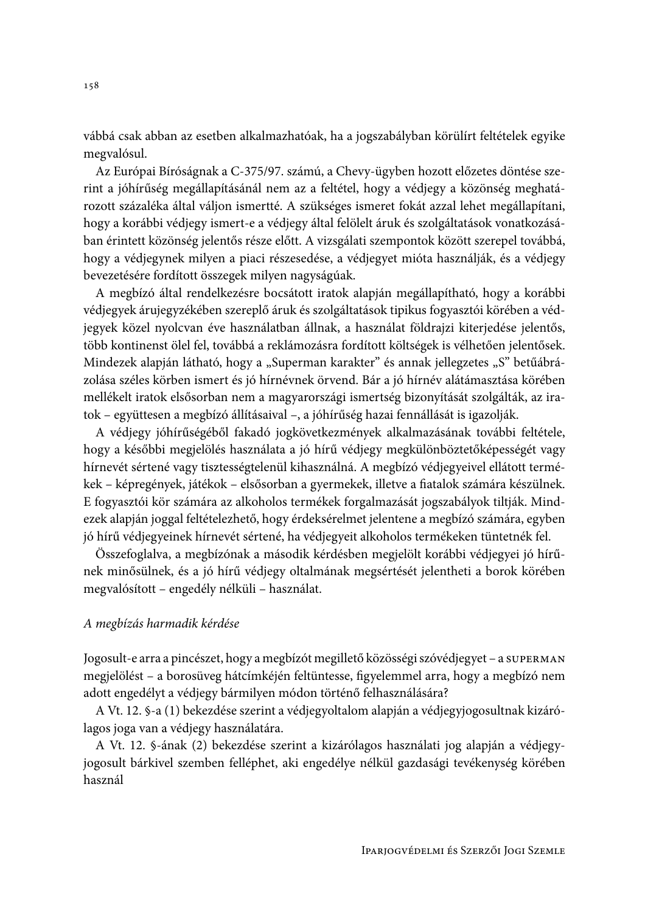vábbá csak abban az esetben alkalmazhatóak, ha a jogszabályban körülírt feltételek egyike megvalósul.

Az Európai Bíróságnak a C-375/97. számú, a Chevy-ügyben hozott előzetes döntése szerint a jóhírűség megállapításánál nem az a feltétel, hogy a védjegy a közönség meghatározott százaléka által váljon ismertté. A szükséges ismeret fokát azzal lehet megállapítani, hogy a korábbi védjegy ismert-e a védjegy által felölelt áruk és szolgáltatások vonatkozásában érintett közönség jelentős része előtt. A vizsgálati szempontok között szerepel továbbá, hogy a védjegynek milyen a piaci részesedése, a védjegyet mióta használják, és a védjegy bevezetésére fordított összegek milyen nagyságúak.

A megbízó által rendelkezésre bocsátott iratok alapján megállapítható, hogy a korábbi védjegyek árujegyzékében szereplő áruk és szolgáltatások tipikus fogyasztói körében a védjegyek közel nyolcvan éve használatban állnak, a használat földrajzi kiterjedése jelentős, több kontinenst ölel fel, továbbá a reklámozásra fordított költségek is vélhetően jelentősek. Mindezek alapján látható, hogy a „Superman karakter" és annak jellegzetes „S" betűábrázolása széles körben ismert és jó hírnévnek örvend. Bár a jó hírnév alátámasztása körében mellékelt iratok elsősorban nem a magyarországi ismertség bizonyítását szolgálták, az iratok – együttesen a megbízó állításaival –, a jóhírűség hazai fennállását is igazolják.

A védjegy jóhírűségéből fakadó jogkövetkezmények alkalmazásának további feltétele, hogy a későbbi megjelölés használata a jó hírű védjegy megkülönböztetőképességét vagy hírnevét sértené vagy tisztességtelenül kihasználná. A megbízó védjegyeivel ellátott termékek – képregények, játékok – elsősorban a gyermekek, illetve a fiatalok számára készülnek. E fogyasztói kör számára az alkoholos termékek forgalmazását jogszabályok tiltják. Mindezek alapján joggal feltételezhető, hogy érdeksérelmet jelentene a megbízó számára, egyben jó hírű védjegyeinek hírnevét sértené, ha védjegyeit alkoholos termékeken tüntetnék fel.

Összefoglalva, a megbízónak a második kérdésben megjelölt korábbi védjegyei jó hírűnek minősülnek, és a jó hírű védjegy oltalmának megsértését jelentheti a borok körében megvalósított – engedély nélküli – használat.

*A megbízás harmadik kérdése*

Jogosult-e arra a pincészet, hogy a megbízót megillető közösségi szóvédjegyet – a SUPERMAN megjelölést – a borosüveg hátcímkéjén feltüntesse, figyelemmel arra, hogy a megbízó nem adott engedélyt a védjegy bármilyen módon történő felhasználására?

A Vt. 12. §-a (1) bekezdése szerint a védjegyoltalom alapján a védjegyjogosultnak kizárólagos joga van a védjegy használatára.

A Vt. 12. §-ának (2) bekezdése szerint a kizárólagos használati jog alapján a védjegyjogosult bárkivel szemben felléphet, aki engedélye nélkül gazdasági tevékenység körében használ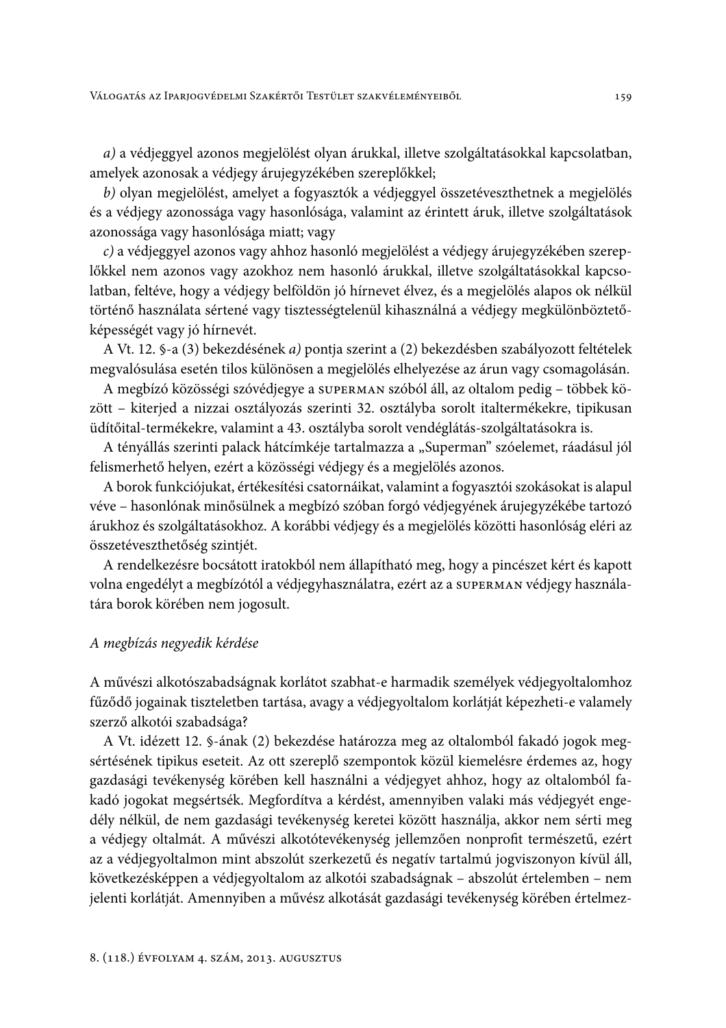*a)* a védjeggyel azonos megjelölést olyan árukkal, illetve szolgáltatásokkal kapcsolatban, amelyek azonosak a védjegy árujegyzékében szereplőkkel;

*b)* olyan megjelölést, amelyet a fogyasztók a védjeggyel összetéveszthetnek a megjelölés és a védjegy azonossága vagy hasonlósága, valamint az érintett áruk, illetve szolgáltatások azonossága vagy hasonlósága miatt; vagy

*c)* a védjeggyel azonos vagy ahhoz hasonló megjelölést a védjegy árujegyzékében szereplőkkel nem azonos vagy azokhoz nem hasonló árukkal, illetve szolgáltatásokkal kapcsolatban, feltéve, hogy a védjegy belföldön jó hírnevet élvez, és a megjelölés alapos ok nélkül történő használata sértené vagy tisztességtelenül kihasználná a védjegy megkülönböztetőképességét vagy jó hírnevét.

A Vt. 12. §-a (3) bekezdésének *a)* pontja szerint a (2) bekezdésben szabályozott feltételek megvalósulása esetén tilos különösen a megjelölés elhelyezése az árun vagy csomagolásán.

A megbízó közösségi szóvédjegye a SUPERMAN szóból áll, az oltalom pedig – többek között – kiterjed a nizzai osztályozás szerinti 32. osztályba sorolt italtermékekre, tipikusan üdítőital-termékekre, valamint a 43. osztályba sorolt vendéglátás-szolgáltatásokra is.

A tényállás szerinti palack hátcímkéje tartalmazza a „Superman" szóelemet, ráadásul jól felismerhető helyen, ezért a közösségi védjegy és a megjelölés azonos.

A borok funkciójukat, értékesítési csatornáikat, valamint a fogyasztói szokásokat is alapul véve – hasonlónak minősülnek a megbízó szóban forgó védjegyének árujegyzékébe tartozó árukhoz és szolgáltatásokhoz. A korábbi védjegy és a megjelölés közötti hasonlóság eléri az összetéveszthetőség szintjét.

A rendelkezésre bocsátott iratokból nem állapítható meg, hogy a pincészet kért és kapott volna engedélyt a megbízótól a védjegyhasználatra, ezért az a SUPERMAN védjegy használatára borok körében nem jogosult.

*A megbízás negyedik kérdése*

A művészi alkotószabadságnak korlátot szabhat-e harmadik személyek védjegyoltalomhoz fűződő jogainak tiszteletben tartása, avagy a védjegyoltalom korlátját képezheti-e valamely szerző alkotói szabadsága?

A Vt. idézett 12. §-ának (2) bekezdése határozza meg az oltalomból fakadó jogok megsértésének tipikus eseteit. Az ott szereplő szempontok közül kiemelésre érdemes az, hogy gazdasági tevékenység körében kell használni a védjegyet ahhoz, hogy az oltalomból fakadó jogokat megsértsék. Megfordítva a kérdést, amennyiben valaki más védjegyét engedély nélkül, de nem gazdasági tevékenység keretei között használja, akkor nem sérti meg a védjegy oltalmát. A művészi alkotótevékenység jellemzően nonprofit természetű, ezért az a védjegyoltalmon mint abszolút szerkezetű és negatív tartalmú jogviszonyon kívül áll, következésképpen a védjegyoltalom az alkotói szabadságnak – abszolút értelemben – nem jelenti korlátját. Amennyiben a művész alkotását gazdasági tevékenység körében értelmez-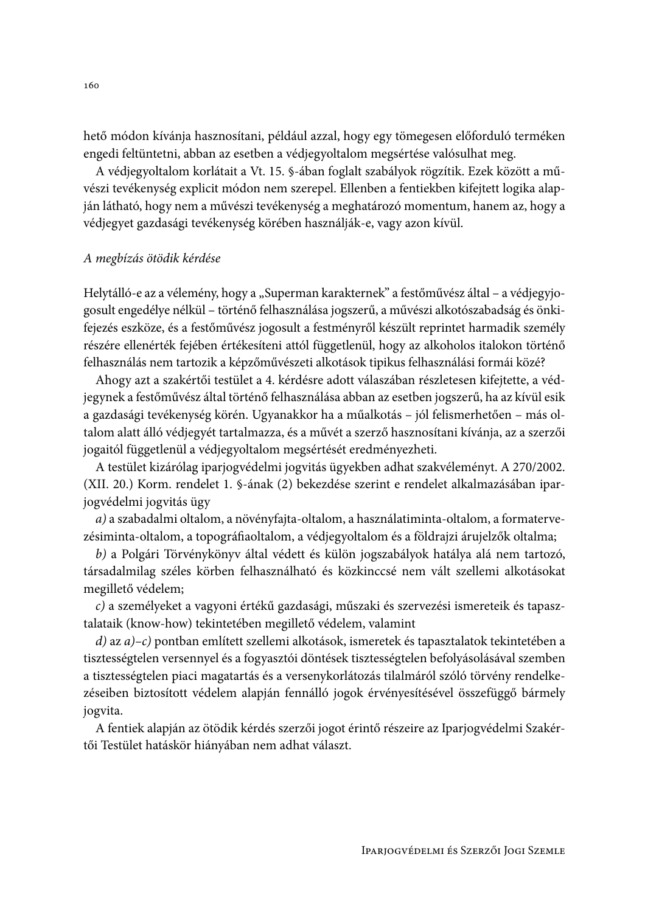hető módon kívánja hasznosítani, például azzal, hogy egy tömegesen előforduló terméken engedi feltüntetni, abban az esetben a védjegyoltalom megsértése valósulhat meg.

A védjegyoltalom korlátait a Vt. 15. §-ában foglalt szabályok rögzítik. Ezek között a művészi tevékenység explicit módon nem szerepel. Ellenben a fentiekben kifejtett logika alapján látható, hogy nem a művészi tevékenység a meghatározó momentum, hanem az, hogy a védjegyet gazdasági tevékenység körében használják-e, vagy azon kívül.

*A megbízás ötödik kérdése*

Helytálló-e az a vélemény, hogy a „Superman karakternek" a festőművész által – a védjegyjogosult engedélye nélkül – történő felhasználása jogszerű, a művészi alkotószabadság és önkifejezés eszköze, és a festőművész jogosult a festményről készült reprintet harmadik személy részére ellenérték fejében értékesíteni attól függetlenül, hogy az alkoholos italokon történő felhasználás nem tartozik a képzőművészeti alkotások tipikus felhasználási formái közé?

Ahogy azt a szakértői testület a 4. kérdésre adott válaszában részletesen kifejtette, a védjegynek a festőművész által történő felhasználása abban az esetben jogszerű, ha az kívül esik a gazdasági tevékenység körén. Ugyanakkor ha a műalkotás – jól felismerhetően – más oltalom alatt álló védjegyét tartalmazza, és a művét a szerző hasznosítani kívánja, az a szerzői jogaitól függetlenül a védjegyoltalom megsértését eredményezheti.

A testület kizárólag iparjogvédelmi jogvitás ügyekben adhat szakvéleményt. A 270/2002. (XII. 20.) Korm. rendelet 1. §-ának (2) bekezdése szerint e rendelet alkalmazásában iparjogvédelmi jogvitás ügy

*a)* a szabadalmi oltalom, a növényfajta-oltalom, a használatiminta-oltalom, a formatervezésiminta-oltalom, a topográfiaoltalom, a védjegyoltalom és a földrajzi árujelzők oltalma;

*b)* a Polgári Törvénykönyv által védett és külön jogszabályok hatálya alá nem tartozó, társadalmilag széles körben felhasználható és közkinccsé nem vált szellemi alkotásokat megillető védelem;

*c)* a személyeket a vagyoni értékű gazdasági, műszaki és szervezési ismereteik és tapasztalataik (know-how) tekintetében megillető védelem, valamint

*d)* az *a)–c)* pontban említett szellemi alkotások, ismeretek és tapasztalatok tekintetében a tisztességtelen versennyel és a fogyasztói döntések tisztességtelen befolyásolásával szemben a tisztességtelen piaci magatartás és a versenykorlátozás tilalmáról szóló törvény rendelkezéseiben biztosított védelem alapján fennálló jogok érvényesítésével összefüggő bármely jogvita.

A fentiek alapján az ötödik kérdés szerzői jogot érintő részeire az Iparjogvédelmi Szakértői Testület hatáskör hiányában nem adhat választ.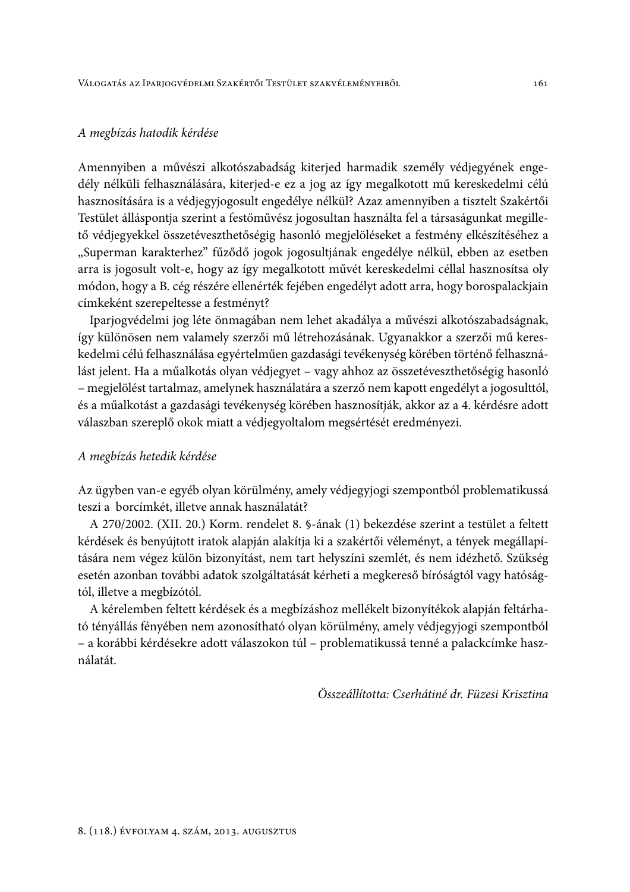*A megbízás hatodik kérdése*

Amennyiben a művészi alkotószabadság kiterjed harmadik személy védjegyének engedély nélküli felhasználására, kiterjed-e ez a jog az így megalkotott mű kereskedelmi célú hasznosítására is a védjegyjogosult engedélye nélkül? Azaz amennyiben a tisztelt Szakértői Testület álláspontja szerint a festőművész jogosultan használta fel a társaságunkat megillető védjegyekkel összetéveszthetőségig hasonló megjelöléseket a festmény elkészítéséhez a „Superman karakterhez” fűződő jogok jogosultjának engedélye nélkül, ebben az esetben arra is jogosult volt-e, hogy az így megalkotott művét kereskedelmi céllal hasznosítsa oly módon, hogy a B. cég részére ellenérték fejében engedélyt adott arra, hogy borospalackjain címkeként szerepeltesse a festményt?

Iparjogvédelmi jog léte önmagában nem lehet akadálya a művészi alkotószabadságnak, így különösen nem valamely szerzői mű létrehozásának. Ugyanakkor a szerzői mű kereskedelmi célú felhasználása egyértelműen gazdasági tevékenység körében történő felhasználást jelent. Ha a műalkotás olyan védjegyet – vagy ahhoz az összetéveszthetőségig hasonló – megjelölést tartalmaz, amelynek használatára a szerző nem kapott engedélyt a jogosulttól, és a műalkotást a gazdasági tevékenység körében hasznosítják, akkor az a 4. kérdésre adott válaszban szereplő okok miatt a védjegyoltalom megsértését eredményezi.

*A megbízás hetedik kérdése*

Az ügyben van-e egyéb olyan körülmény, amely védjegyjogi szempontból problematikussá teszi a borcímkét, illetve annak használatát?

A 270/2002. (XII. 20.) Korm. rendelet 8. §-ának (1) bekezdése szerint a testület a feltett kérdések és benyújtott iratok alapján alakítja ki a szakértői véleményt, a tények megállapítására nem végez külön bizonyítást, nem tart helyszíni szemlét, és nem idézhető. Szükség esetén azonban további adatok szolgáltatását kérheti a megkereső bíróságtól vagy hatóságtól, illetve a megbízótól.

A kérelemben feltett kérdések és a megbízáshoz mellékelt bizonyítékok alapján feltárható tényállás fényében nem azonosítható olyan körülmény, amely védjegyjogi szempontból – a korábbi kérdésekre adott válaszokon túl – problematikussá tenné a palackcímke használatát.

*Összeállította: Cserhátiné dr. Füzesi Krisztina*